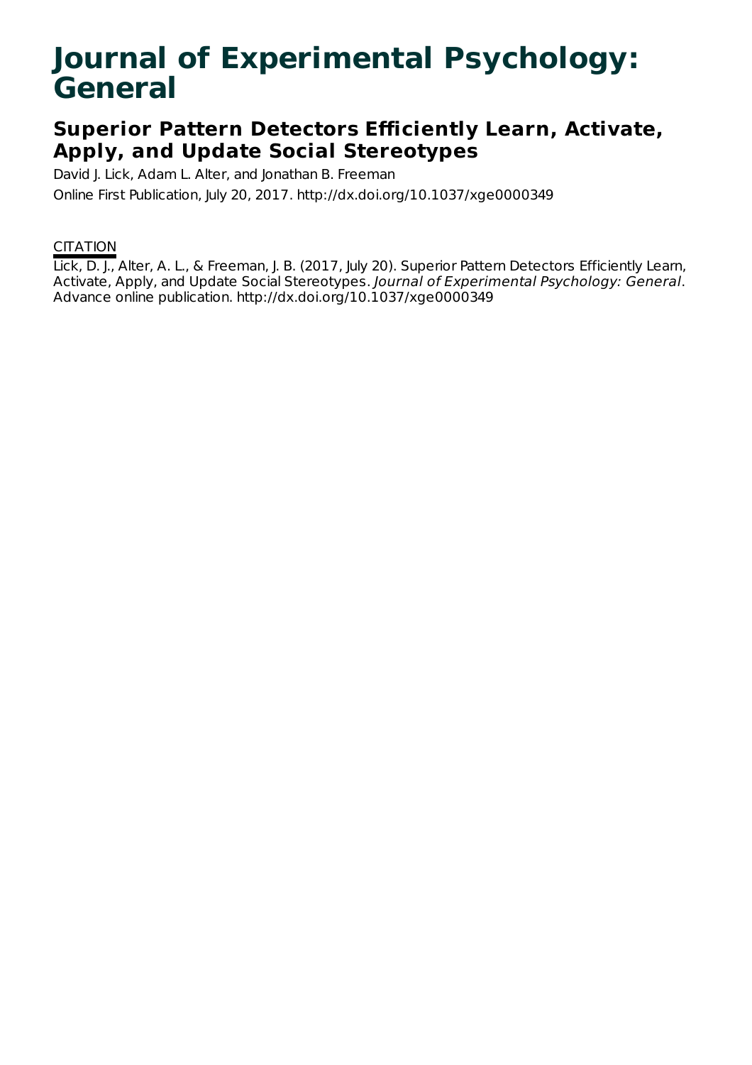# Journal of Experimental Psychology: General

## Superior Pattern Detectors Efficiently Learn, Activate, Apply, and Update Social Stereotypes

David J. Lick, Adam L. Alter, and Jonathan B. Freeman

Online First Publication, July 20, 2017. http://dx.doi.org/10.1037/xge0000349

CITATION

Lick, D. J., Alter, A. L., & Freeman, J. B. (2017, July 20). Superior Pattern Detectors Efficiently Learn, Activate, Apply, and Update Social Stereotypes. *Journal of Experimental Psychology: General*. Advance online publication. http://dx.doi.org/10.1037/xge0000349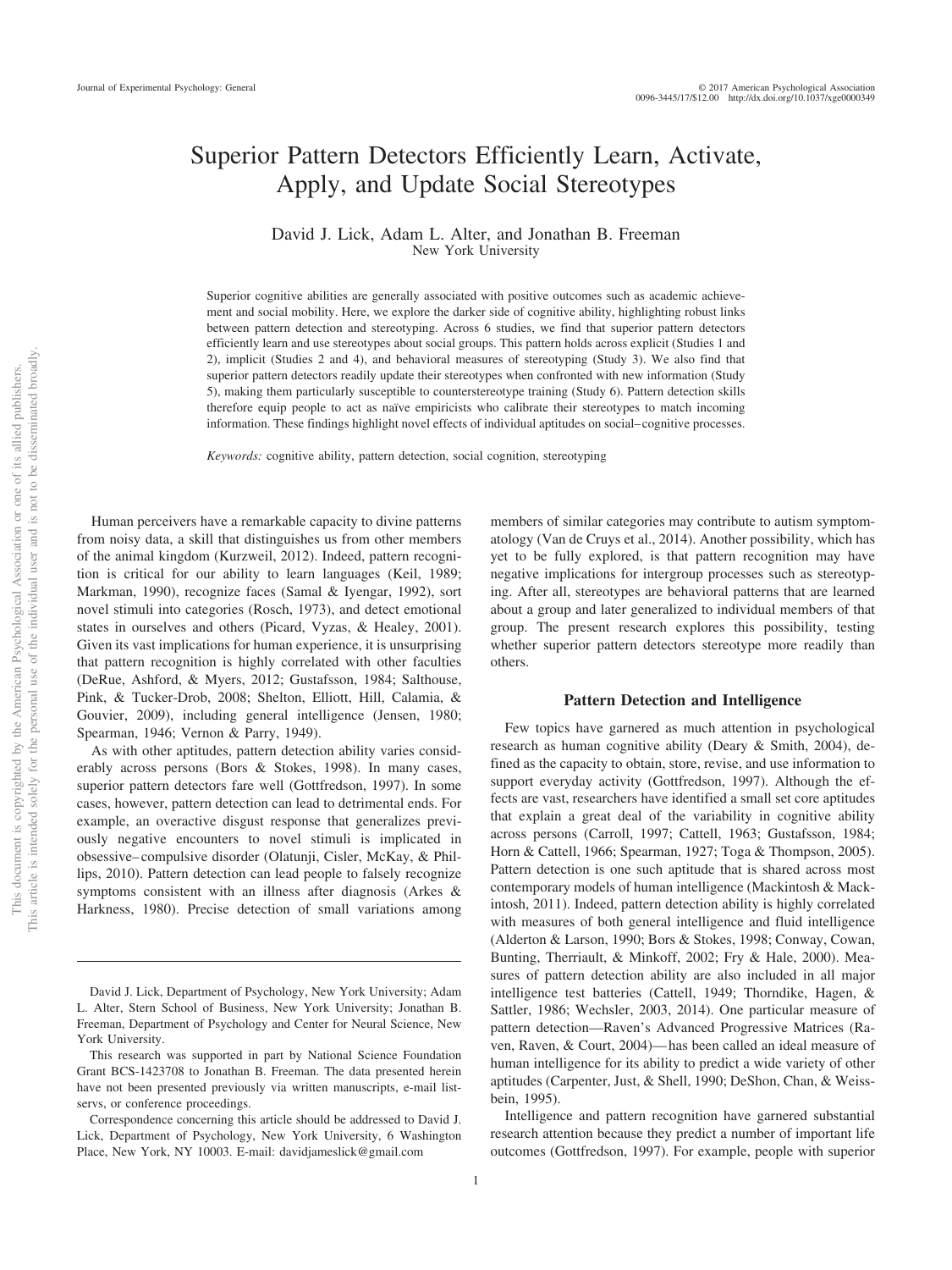# Superior Pattern Detectors Efficiently Learn, Activate, Apply, and Update Social Stereotypes

David J. Lick, Adam L. Alter, and Jonathan B. Freeman
New York University

Superior cognitive abilities are generally associated with positive outcomes such as academic achievement and social mobility. Here, we explore the darker side of cognitive ability, highlighting robust links between pattern detection and stereotyping. Across 6 studies, we find that superior pattern detectors efficiently learn and use stereotypes about social groups. This pattern holds across explicit (Studies 1 and 2), implicit (Studies 2 and 4), and behavioral measures of stereotyping (Study 3). We also find that superior pattern detectors readily update their stereotypes when confronted with new information (Study 5), making them particularly susceptible to counterstereotype training (Study 6). Pattern detection skills therefore equip people to act as naïve empiricists who calibrate their stereotypes to match incoming information. These findings highlight novel effects of individual aptitudes on social–cognitive processes.

*Keywords:* cognitive ability, pattern detection, social cognition, stereotyping

Human perceivers have a remarkable capacity to divine patterns from noisy data, a skill that distinguishes us from other members of the animal kingdom (Kurzweil, 2012). Indeed, pattern recognition is critical for our ability to learn languages (Keil, 1989; Markman, 1990), recognize faces (Samal & Iyengar, 1992), sort novel stimuli into categories (Rosch, 1973), and detect emotional states in ourselves and others (Picard, Vyzas, & Healey, 2001). Given its vast implications for human experience, it is unsurprising that pattern recognition is highly correlated with other faculties (DeRue, Ashford, & Myers, 2012; Gustafsson, 1984; Salthouse, Pink, & Tucker-Drob, 2008; Shelton, Elliott, Hill, Calamia, & Gouvier, 2009), including general intelligence (Jensen, 1980; Spearman, 1946; Vernon & Parry, 1949).

As with other aptitudes, pattern detection ability varies considerably across persons (Bors & Stokes, 1998). In many cases, superior pattern detectors fare well (Gottfredson, 1997). In some cases, however, pattern detection can lead to detrimental ends. For example, an overactive disgust response that generalizes previously negative encounters to novel stimuli is implicated in obsessive–compulsive disorder (Olatunji, Cisler, McKay, & Phillips, 2010). Pattern detection can lead people to falsely recognize symptoms consistent with an illness after diagnosis (Arkes & Harkness, 1980). Precise detection of small variations among members of similar categories may contribute to autism symptomatology (Van de Cruys et al., 2014). Another possibility, which has yet to be fully explored, is that pattern recognition may have negative implications for intergroup processes such as stereotyping. After all, stereotypes are behavioral patterns that are learned about a group and later generalized to individual members of that group. The present research explores this possibility, testing whether superior pattern detectors stereotype more readily than others.

## Pattern Detection and Intelligence

Few topics have garnered as much attention in psychological research as human cognitive ability (Deary & Smith, 2004), defined as the capacity to obtain, store, revise, and use information to support everyday activity (Gottfredson, 1997). Although the effects are vast, researchers have identified a small set core aptitudes that explain a great deal of the variability in cognitive ability across persons (Carroll, 1997; Cattell, 1963; Gustafsson, 1984; Horn & Cattell, 1966; Spearman, 1927; Toga & Thompson, 2005). Pattern detection is one such aptitude that is shared across most contemporary models of human intelligence (Mackintosh & Mackintosh, 2011). Indeed, pattern detection ability is highly correlated with measures of both general intelligence and fluid intelligence (Alderton & Larson, 1990; Bors & Stokes, 1998; Conway, Cowan, Bunting, Therriault, & Minkoff, 2002; Fry & Hale, 2000). Measures of pattern detection ability are also included in all major intelligence test batteries (Cattell, 1949; Thorndike, Hagen, & Sattler, 1986; Wechsler, 2003, 2014). One particular measure of pattern detection—Raven's Advanced Progressive Matrices (Raven, Raven, & Court, 2004)—has been called an ideal measure of human intelligence for its ability to predict a wide variety of other aptitudes (Carpenter, Just, & Shell, 1990; DeShon, Chan, & Weissbein, 1995).

Intelligence and pattern recognition have garnered substantial research attention because they predict a number of important life outcomes (Gottfredson, 1997). For example, people with superior

David J. Lick, Department of Psychology, New York University; Adam L. Alter, Stern School of Business, New York University; Jonathan B. Freeman, Department of Psychology and Center for Neural Science, New York University.

This research was supported in part by National Science Foundation Grant BCS-1423708 to Jonathan B. Freeman. The data presented herein have not been presented previously via written manuscripts, e-mail listservs, or conference proceedings.

Correspondence concerning this article should be addressed to David J. Lick, Department of Psychology, New York University, 6 Washington Place, New York, NY 10003. E-mail: davidjameslick@gmail.com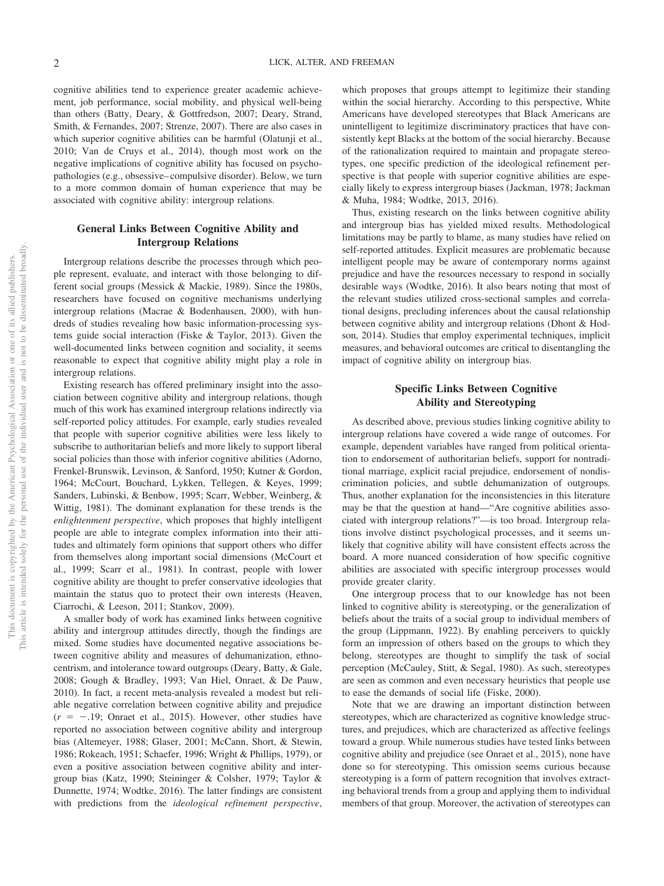cognitive abilities tend to experience greater academic achievement, job performance, social mobility, and physical well-being than others (Batty, Deary, & Gottfredson, 2007; Deary, Strand, Smith, & Fernandes, 2007; Strenze, 2007). There are also cases in which superior cognitive abilities can be harmful (Olatunji et al., 2010; Van de Cruys et al., 2014), though most work on the negative implications of cognitive ability has focused on psychopathologies (e.g., obsessive–compulsive disorder). Below, we turn to a more common domain of human experience that may be associated with cognitive ability: intergroup relations.

## General Links Between Cognitive Ability and Intergroup Relations

Intergroup relations describe the processes through which people represent, evaluate, and interact with those belonging to different social groups (Messick & Mackie, 1989). Since the 1980s, researchers have focused on cognitive mechanisms underlying intergroup relations (Macrae & Bodenhausen, 2000), with hundreds of studies revealing how basic information-processing systems guide social interaction (Fiske & Taylor, 2013). Given the well-documented links between cognition and sociality, it seems reasonable to expect that cognitive ability might play a role in intergroup relations.

Existing research has offered preliminary insight into the association between cognitive ability and intergroup relations, though much of this work has examined intergroup relations indirectly via self-reported policy attitudes. For example, early studies revealed that people with superior cognitive abilities were less likely to subscribe to authoritarian beliefs and more likely to support liberal social policies than those with inferior cognitive abilities (Adorno, Frenkel-Brunswik, Levinson, & Sanford, 1950; Kutner & Gordon, 1964; McCourt, Bouchard, Lykken, Tellegen, & Keyes, 1999; Sanders, Lubinski, & Benbow, 1995; Scarr, Webber, Weinberg, & Wittig, 1981). The dominant explanation for these trends is the *enlightenment perspective*, which proposes that highly intelligent people are able to integrate complex information into their attitudes and ultimately form opinions that support others who differ from themselves along important social dimensions (McCourt et al., 1999; Scarr et al., 1981). In contrast, people with lower cognitive ability are thought to prefer conservative ideologies that maintain the status quo to protect their own interests (Heaven, Ciarrochi, & Leeson, 2011; Stankov, 2009).

A smaller body of work has examined links between cognitive ability and intergroup attitudes directly, though the findings are mixed. Some studies have documented negative associations between cognitive ability and measures of dehumanization, ethnocentrism, and intolerance toward outgroups (Deary, Batty, & Gale, 2008; Gough & Bradley, 1993; Van Hiel, Onraet, & De Pauw, 2010). In fact, a recent meta-analysis revealed a modest but reliable negative correlation between cognitive ability and prejudice ($r = -.19$; Onraet et al., 2015). However, other studies have reported no association between cognitive ability and intergroup bias (Altemeyer, 1988; Glaser, 2001; McCann, Short, & Stewin, 1986; Rokeach, 1951; Schaefer, 1996; Wright & Phillips, 1979), or even a positive association between cognitive ability and intergroup bias (Katz, 1990; Steininger & Colsher, 1979; Taylor & Dunnette, 1974; Wodtke, 2016). The latter findings are consistent with predictions from the *ideological refinement perspective*, which proposes that groups attempt to legitimize their standing within the social hierarchy. According to this perspective, White Americans have developed stereotypes that Black Americans are unintelligent to legitimize discriminatory practices that have consistently kept Blacks at the bottom of the social hierarchy. Because of the rationalization required to maintain and propagate stereotypes, one specific prediction of the ideological refinement perspective is that people with superior cognitive abilities are especially likely to express intergroup biases (Jackman, 1978; Jackman & Muha, 1984; Wodtke, 2013, 2016).

Thus, existing research on the links between cognitive ability and intergroup bias has yielded mixed results. Methodological limitations may be partly to blame, as many studies have relied on self-reported attitudes. Explicit measures are problematic because intelligent people may be aware of contemporary norms against prejudice and have the resources necessary to respond in socially desirable ways (Wodtke, 2016). It also bears noting that most of the relevant studies utilized cross-sectional samples and correlational designs, precluding inferences about the causal relationship between cognitive ability and intergroup relations (Dhont & Hodson, 2014). Studies that employ experimental techniques, implicit measures, and behavioral outcomes are critical to disentangling the impact of cognitive ability on intergroup bias.

## Specific Links Between Cognitive Ability and Stereotyping

As described above, previous studies linking cognitive ability to intergroup relations have covered a wide range of outcomes. For example, dependent variables have ranged from political orientation to endorsement of authoritarian beliefs, support for nontraditional marriage, explicit racial prejudice, endorsement of nondiscrimination policies, and subtle dehumanization of outgroups. Thus, another explanation for the inconsistencies in this literature may be that the question at hand—"Are cognitive abilities associated with intergroup relations?"—is too broad. Intergroup relations involve distinct psychological processes, and it seems unlikely that cognitive ability will have consistent effects across the board. A more nuanced consideration of how specific cognitive abilities are associated with specific intergroup processes would provide greater clarity.

One intergroup process that to our knowledge has not been linked to cognitive ability is stereotyping, or the generalization of beliefs about the traits of a social group to individual members of the group (Lippmann, 1922). By enabling perceivers to quickly form an impression of others based on the groups to which they belong, stereotypes are thought to simplify the task of social perception (McCauley, Stitt, & Segal, 1980). As such, stereotypes are seen as common and even necessary heuristics that people use to ease the demands of social life (Fiske, 2000).

Note that we are drawing an important distinction between stereotypes, which are characterized as cognitive knowledge structures, and prejudices, which are characterized as affective feelings toward a group. While numerous studies have tested links between cognitive ability and prejudice (see Onraet et al., 2015), none have done so for stereotyping. This omission seems curious because stereotyping is a form of pattern recognition that involves extracting behavioral trends from a group and applying them to individual members of that group. Moreover, the activation of stereotypes can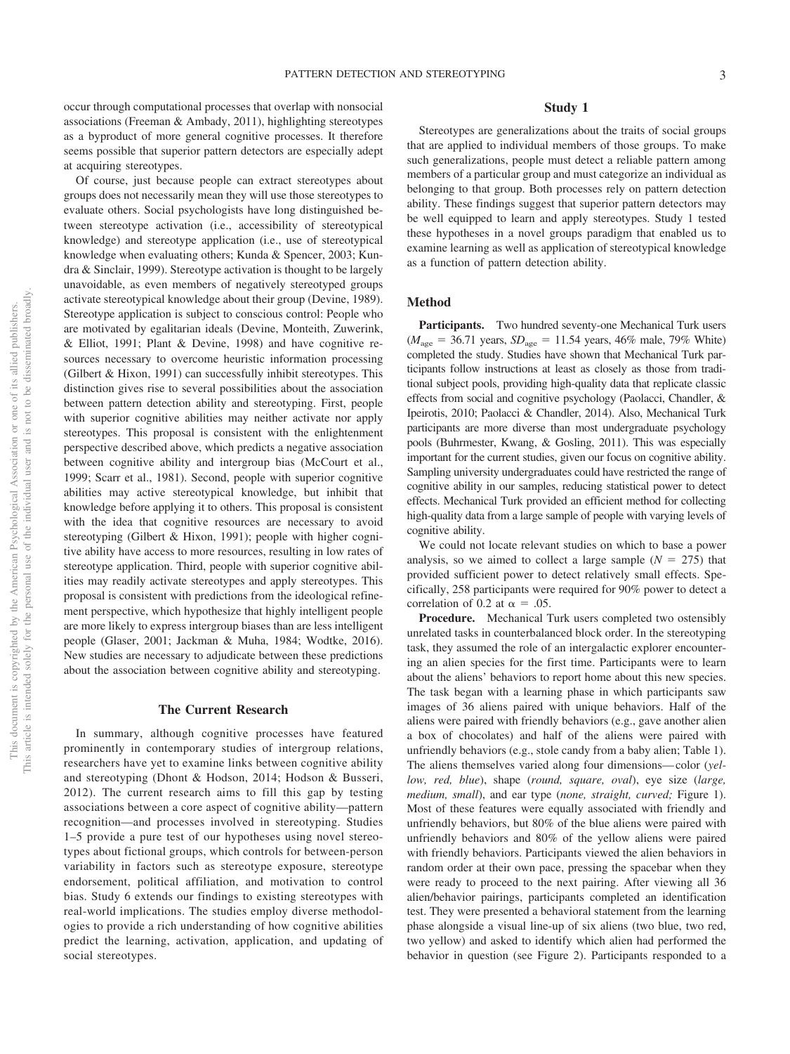occur through computational processes that overlap with nonsocial associations (Freeman & Ambady, 2011), highlighting stereotypes as a byproduct of more general cognitive processes. It therefore seems possible that superior pattern detectors are especially adept at acquiring stereotypes.

Of course, just because people can extract stereotypes about groups does not necessarily mean they will use those stereotypes to evaluate others. Social psychologists have long distinguished between stereotype activation (i.e., accessibility of stereotypical knowledge) and stereotype application (i.e., use of stereotypical knowledge when evaluating others; Kunda & Spencer, 2003; Kundra & Sinclair, 1999). Stereotype activation is thought to be largely unavoidable, as even members of negatively stereotyped groups activate stereotypical knowledge about their group (Devine, 1989). Stereotype application is subject to conscious control: People who are motivated by egalitarian ideals (Devine, Monteith, Zuwerink, & Elliot, 1991; Plant & Devine, 1998) and have cognitive resources necessary to overcome heuristic information processing (Gilbert & Hixon, 1991) can successfully inhibit stereotypes. This distinction gives rise to several possibilities about the association between pattern detection ability and stereotyping. First, people with superior cognitive abilities may neither activate nor apply stereotypes. This proposal is consistent with the enlightenment perspective described above, which predicts a negative association between cognitive ability and intergroup bias (McCourt et al., 1999; Scarr et al., 1981). Second, people with superior cognitive abilities may active stereotypical knowledge, but inhibit that knowledge before applying it to others. This proposal is consistent with the idea that cognitive resources are necessary to avoid stereotyping (Gilbert & Hixon, 1991); people with higher cognitive ability have access to more resources, resulting in low rates of stereotype application. Third, people with superior cognitive abilities may readily activate stereotypes and apply stereotypes. This proposal is consistent with predictions from the ideological refinement perspective, which hypothesize that highly intelligent people are more likely to express intergroup biases than are less intelligent people (Glaser, 2001; Jackman & Muha, 1984; Wodtke, 2016). New studies are necessary to adjudicate between these predictions about the association between cognitive ability and stereotyping.

## The Current Research

In summary, although cognitive processes have featured prominently in contemporary studies of intergroup relations, researchers have yet to examine links between cognitive ability and stereotyping (Dhont & Hodson, 2014; Hodson & Busseri, 2012). The current research aims to fill this gap by testing associations between a core aspect of cognitive ability—pattern recognition—and processes involved in stereotyping. Studies 1–5 provide a pure test of our hypotheses using novel stereotypes about fictional groups, which controls for between-person variability in factors such as stereotype exposure, stereotype endorsement, political affiliation, and motivation to control bias. Study 6 extends our findings to existing stereotypes with real-world implications. The studies employ diverse methodologies to provide a rich understanding of how cognitive abilities predict the learning, activation, application, and updating of social stereotypes.

## Study 1

Stereotypes are generalizations about the traits of social groups that are applied to individual members of those groups. To make such generalizations, people must detect a reliable pattern among members of a particular group and must categorize an individual as belonging to that group. Both processes rely on pattern detection ability. These findings suggest that superior pattern detectors may be well equipped to learn and apply stereotypes. Study 1 tested these hypotheses in a novel groups paradigm that enabled us to examine learning as well as application of stereotypical knowledge as a function of pattern detection ability.

### Method

**Participants.** Two hundred seventy-one Mechanical Turk users ($M_{\text{age}}$ = 36.71 years, $SD_{\text{age}}$ = 11.54 years, 46% male, 79% White) completed the study. Studies have shown that Mechanical Turk participants follow instructions at least as closely as those from traditional subject pools, providing high-quality data that replicate classic effects from social and cognitive psychology (Paolacci, Chandler, & Ipeirotis, 2010; Paolacci & Chandler, 2014). Also, Mechanical Turk participants are more diverse than most undergraduate psychology pools (Buhrmester, Kwang, & Gosling, 2011). This was especially important for the current studies, given our focus on cognitive ability. Sampling university undergraduates could have restricted the range of cognitive ability in our samples, reducing statistical power to detect effects. Mechanical Turk provided an efficient method for collecting high-quality data from a large sample of people with varying levels of cognitive ability.

We could not locate relevant studies on which to base a power analysis, so we aimed to collect a large sample ($N$ = 275) that provided sufficient power to detect relatively small effects. Specifically, 258 participants were required for 90% power to detect a correlation of 0.2 at $\alpha$ = .05.

**Procedure.** Mechanical Turk users completed two ostensibly unrelated tasks in counterbalanced block order. In the stereotyping task, they assumed the role of an intergalactic explorer encountering an alien species for the first time. Participants were to learn about the aliens' behaviors to report home about this new species. The task began with a learning phase in which participants saw images of 36 aliens paired with unique behaviors. Half of the aliens were paired with friendly behaviors (e.g., gave another alien a box of chocolates) and half of the aliens were paired with unfriendly behaviors (e.g., stole candy from a baby alien; Table 1). The aliens themselves varied along four dimensions—color (*yellow, red, blue*), shape (*round, square, oval*), eye size (*large, medium, small*), and ear type (*none, straight, curved;* Figure 1). Most of these features were equally associated with friendly and unfriendly behaviors, but 80% of the blue aliens were paired with unfriendly behaviors and 80% of the yellow aliens were paired with friendly behaviors. Participants viewed the alien behaviors in random order at their own pace, pressing the spacebar when they were ready to proceed to the next pairing. After viewing all 36 alien/behavior pairings, participants completed an identification test. They were presented a behavioral statement from the learning phase alongside a visual line-up of six aliens (two blue, two red, two yellow) and asked to identify which alien had performed the behavior in question (see Figure 2). Participants responded to a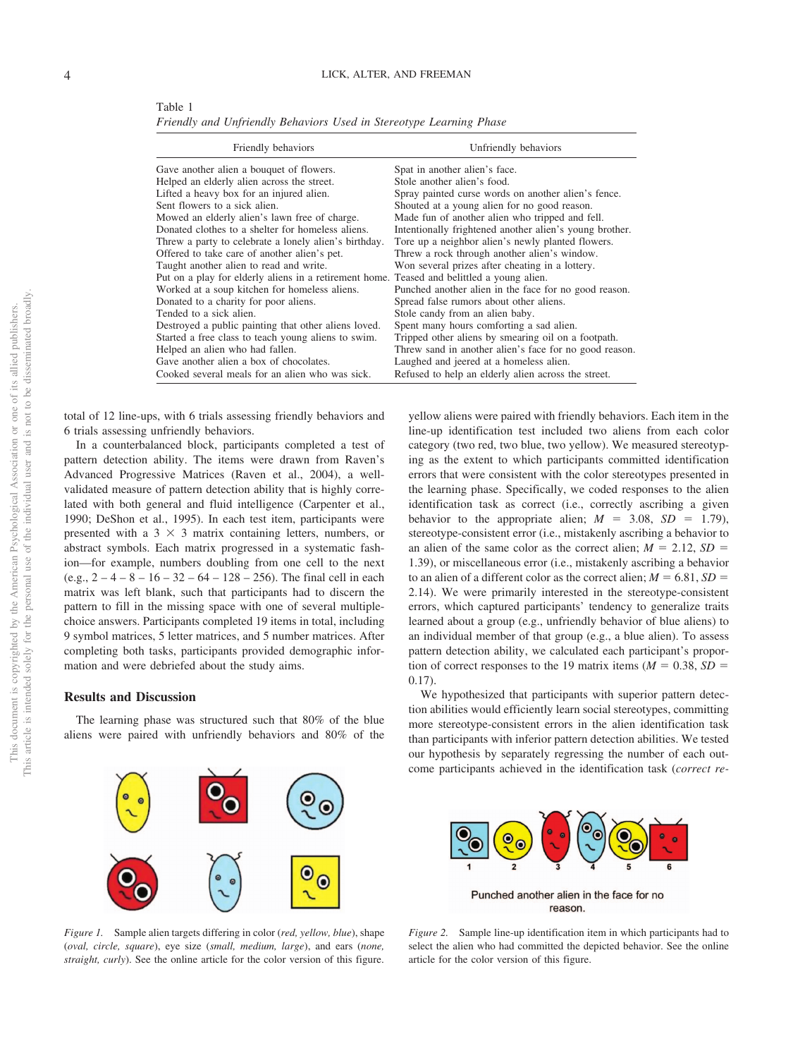Table 1
*Friendly and Unfriendly Behaviors Used in Stereotype Learning Phase*

| Friendly behaviors | Unfriendly behaviors |
|---|---|
| Gave another alien a bouquet of flowers. | Spat in another alien's face. |
| Helped an elderly alien across the street. | Stole another alien's food. |
| Lifted a heavy box for an injured alien. | Spray painted curse words on another alien's fence. |
| Sent flowers to a sick alien. | Shouted at a young alien for no good reason. |
| Mowed an elderly alien's lawn free of charge. | Made fun of another alien who tripped and fell. |
| Donated clothes to a shelter for homeless aliens. | Intentionally frightened another alien's young brother. |
| Threw a party to celebrate a lonely alien's birthday. | Tore up a neighbor alien's newly planted flowers. |
| Offered to take care of another alien's pet. | Threw a rock through another alien's window. |
| Taught another alien to read and write. | Won several prizes after cheating in a lottery. |
| Put on a play for elderly aliens in a retirement home. | Teased and belittled a young alien. |
| Worked at a soup kitchen for homeless aliens. | Punched another alien in the face for no good reason. |
| Donated to a charity for poor aliens. | Spread false rumors about other aliens. |
| Tended to a sick alien. | Stole candy from an alien baby. |
| Destroyed a public painting that other aliens loved. | Spent many hours comforting a sad alien. |
| Started a free class to teach young aliens to swim. | Tripped other aliens by smearing oil on a footpath. |
| Helped an alien who had fallen. | Threw sand in another alien's face for no good reason. |
| Gave another alien a box of chocolates. | Laughed and jeered at a homeless alien. |
| Cooked several meals for an alien who was sick. | Refused to help an elderly alien across the street. |

total of 12 line-ups, with 6 trials assessing friendly behaviors and 6 trials assessing unfriendly behaviors.

In a counterbalanced block, participants completed a test of pattern detection ability. The items were drawn from Raven's Advanced Progressive Matrices (Raven et al., 2004), a well-validated measure of pattern detection ability that is highly correlated with both general and fluid intelligence (Carpenter et al., 1990; DeShon et al., 1995). In each test item, participants were presented with a $3 \times 3$ matrix containing letters, numbers, or abstract symbols. Each matrix progressed in a systematic fashion—for example, numbers doubling from one cell to the next (e.g., 2 – 4 – 8 – 16 – 32 – 64 – 128 – 256). The final cell in each matrix was left blank, such that participants had to discern the pattern to fill in the missing space with one of several multiple-choice answers. Participants completed 19 items in total, including 9 symbol matrices, 5 letter matrices, and 5 number matrices. After completing both tasks, participants provided demographic information and were debriefed about the study aims.

## Results and Discussion

The learning phase was structured such that 80% of the blue aliens were paired with unfriendly behaviors and 80% of the yellow aliens were paired with friendly behaviors. Each item in the line-up identification test included two aliens from each color category (two red, two blue, two yellow). We measured stereotyping as the extent to which participants committed identification errors that were consistent with the color stereotypes presented in the learning phase. Specifically, we coded responses to the alien identification task as correct (i.e., correctly ascribing a given behavior to the appropriate alien; $M = 3.08$, $SD = 1.79$), stereotype-consistent error (i.e., mistakenly ascribing a behavior to an alien of the same color as the correct alien; $M = 2.12$, $SD = 1.39$), or miscellaneous error (i.e., mistakenly ascribing a behavior to an alien of a different color as the correct alien; $M = 6.81$, $SD = 2.14$). We were primarily interested in the stereotype-consistent errors, which captured participants' tendency to generalize traits learned about a group (e.g., unfriendly behavior of blue aliens) to an individual member of that group (e.g., a blue alien). To assess pattern detection ability, we calculated each participant's proportion of correct responses to the 19 matrix items ($M = 0.38$, $SD = 0.17$).

We hypothesized that participants with superior pattern detection abilities would efficiently learn social stereotypes, committing more stereotype-consistent errors in the alien identification task than participants with inferior pattern detection abilities. We tested our hypothesis by separately regressing the number of each outcome participants achieved in the identification task (*correct re-*

*Figure 1.* Sample alien targets differing in color (*red, yellow, blue*), shape (*oval, circle, square*), eye size (*small, medium, large*), and ears (*none, straight, curly*). See the online article for the color version of this figure.

*Figure 2.* Sample line-up identification item in which participants had to select the alien who had committed the depicted behavior. See the online article for the color version of this figure.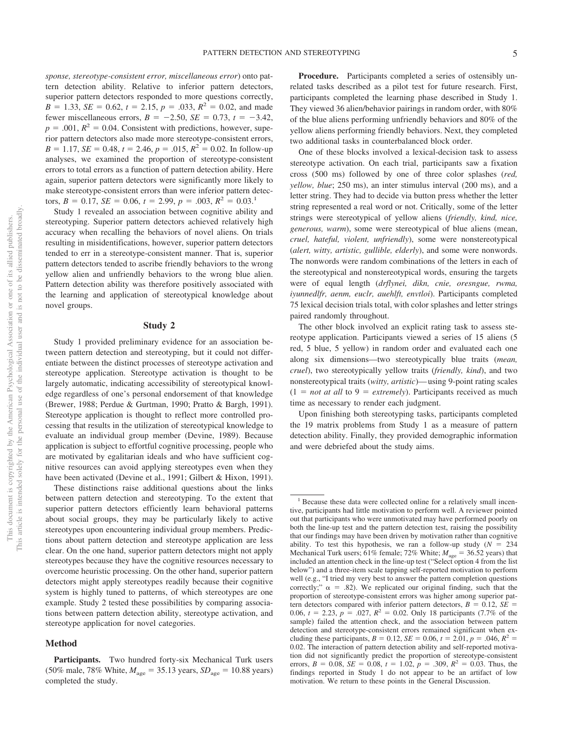*sponse, stereotype-consistent error, miscellaneous error*) onto pattern detection ability. Relative to inferior pattern detectors, superior pattern detectors responded to more questions correctly, $B = 1.33$, $SE = 0.62$, $t = 2.15$, $p = .033$, $R^2 = 0.02$, and made fewer miscellaneous errors, $B = -2.50$, $SE = 0.73$, $t = -3.42$, $p = .001$, $R^2 = 0.04$. Consistent with predictions, however, superior pattern detectors also made more stereotype-consistent errors, $B = 1.17$, $SE = 0.48$, $t = 2.46$, $p = .015$, $R^2 = 0.02$. In follow-up analyses, we examined the proportion of stereotype-consistent errors to total errors as a function of pattern detection ability. Here again, superior pattern detectors were significantly more likely to make stereotype-consistent errors than were inferior pattern detectors, $B = 0.17$, $SE = 0.06$, $t = 2.99$, $p = .003$, $R^2 = 0.03$.[1]

Study 1 revealed an association between cognitive ability and stereotyping. Superior pattern detectors achieved relatively high accuracy when recalling the behaviors of novel aliens. On trials resulting in misidentifications, however, superior pattern detectors tended to err in a stereotype-consistent manner. That is, superior pattern detectors tended to ascribe friendly behaviors to the wrong yellow alien and unfriendly behaviors to the wrong blue alien. Pattern detection ability was therefore positively associated with the learning and application of stereotypical knowledge about novel groups.

## Study 2

Study 1 provided preliminary evidence for an association between pattern detection and stereotyping, but it could not differentiate between the distinct processes of stereotype activation and stereotype application. Stereotype activation is thought to be largely automatic, indicating accessibility of stereotypical knowledge regardless of one's personal endorsement of that knowledge (Brewer, 1988; Perdue & Gurtman, 1990; Pratto & Bargh, 1991). Stereotype application is thought to reflect more controlled processing that results in the utilization of stereotypical knowledge to evaluate an individual group member (Devine, 1989). Because application is subject to effortful cognitive processing, people who are motivated by egalitarian ideals and who have sufficient cognitive resources can avoid applying stereotypes even when they have been activated (Devine et al., 1991; Gilbert & Hixon, 1991).

These distinctions raise additional questions about the links between pattern detection and stereotyping. To the extent that superior pattern detectors efficiently learn behavioral patterns about social groups, they may be particularly likely to active stereotypes upon encountering individual group members. Predictions about pattern detection and stereotype application are less clear. On the one hand, superior pattern detectors might not apply stereotypes because they have the cognitive resources necessary to overcome heuristic processing. On the other hand, superior pattern detectors might apply stereotypes readily because their cognitive system is highly tuned to patterns, of which stereotypes are one example. Study 2 tested these possibilities by comparing associations between pattern detection ability, stereotype activation, and stereotype application for novel categories.

### Method

**Participants.** Two hundred forty-six Mechanical Turk users (50% male, 78% White, $M_{age} = 35.13$ years, $SD_{age} = 10.88$ years) completed the study.

**Procedure.** Participants completed a series of ostensibly unrelated tasks described as a pilot test for future research. First, participants completed the learning phase described in Study 1. They viewed 36 alien/behavior pairings in random order, with 80% of the blue aliens performing unfriendly behaviors and 80% of the yellow aliens performing friendly behaviors. Next, they completed two additional tasks in counterbalanced block order.

One of these blocks involved a lexical-decision task to assess stereotype activation. On each trial, participants saw a fixation cross (500 ms) followed by one of three color splashes (*red, yellow, blue*; 250 ms), an inter stimulus interval (200 ms), and a letter string. They had to decide via button press whether the letter string represented a real word or not. Critically, some of the letter strings were stereotypical of yellow aliens (*friendly, kind, nice, generous, warm*), some were stereotypical of blue aliens (mean, *cruel, hateful, violent, unfriendly*), some were nonstereotypical (*alert, witty, artistic, gullible, elderly*), and some were nonwords. The nonwords were random combinations of the letters in each of the stereotypical and nonstereotypical words, ensuring the targets were of equal length (*drflynei, dikn, cnie, oresngue, rwma, iyunnedlfr, aenm, euclr, auehlft, envtloi*). Participants completed 75 lexical decision trials total, with color splashes and letter strings paired randomly throughout.

The other block involved an explicit rating task to assess stereotype application. Participants viewed a series of 15 aliens (5 red, 5 blue, 5 yellow) in random order and evaluated each one along six dimensions—two stereotypically blue traits (*mean, cruel*), two stereotypically yellow traits (*friendly, kind*), and two nonstereotypical traits (*witty, artistic*)—using 9-point rating scales (1 = *not at all* to 9 = *extremely*). Participants received as much time as necessary to render each judgment.

Upon finishing both stereotyping tasks, participants completed the 19 matrix problems from Study 1 as a measure of pattern detection ability. Finally, they provided demographic information and were debriefed about the study aims.

---

[1] Because these data were collected online for a relatively small incentive, participants had little motivation to perform well. A reviewer pointed out that participants who were unmotivated may have performed poorly on both the line-up test and the pattern detection test, raising the possibility that our findings may have been driven by motivation rather than cognitive ability. To test this hypothesis, we ran a follow-up study ($N = 234$ Mechanical Turk users; 61% female; 72% White; $M_{age} = 36.52$ years) that included an attention check in the line-up test ("Select option 4 from the list below") and a three-item scale tapping self-reported motivation to perform well (e.g., "I tried my very best to answer the pattern completion questions correctly;" $\alpha = .82$). We replicated our original finding, such that the proportion of stereotype-consistent errors was higher among superior pattern detectors compared with inferior pattern detectors, $B = 0.12$, $SE = 0.06$, $t = 2.23$, $p = .027$, $R^2 = 0.02$. Only 18 participants (7.7% of the sample) failed the attention check, and the association between pattern detection and stereotype-consistent errors remained significant when excluding these participants, $B = 0.12$, $SE = 0.06$, $t = 2.01$, $p = .046$, $R^2 = 0.02$. The interaction of pattern detection ability and self-reported motivation did not significantly predict the proportion of stereotype-consistent errors, $B = 0.08$, $SE = 0.08$, $t = 1.02$, $p = .309$, $R^2 = 0.03$. Thus, the findings reported in Study 1 do not appear to be an artifact of low motivation. We return to these points in the General Discussion.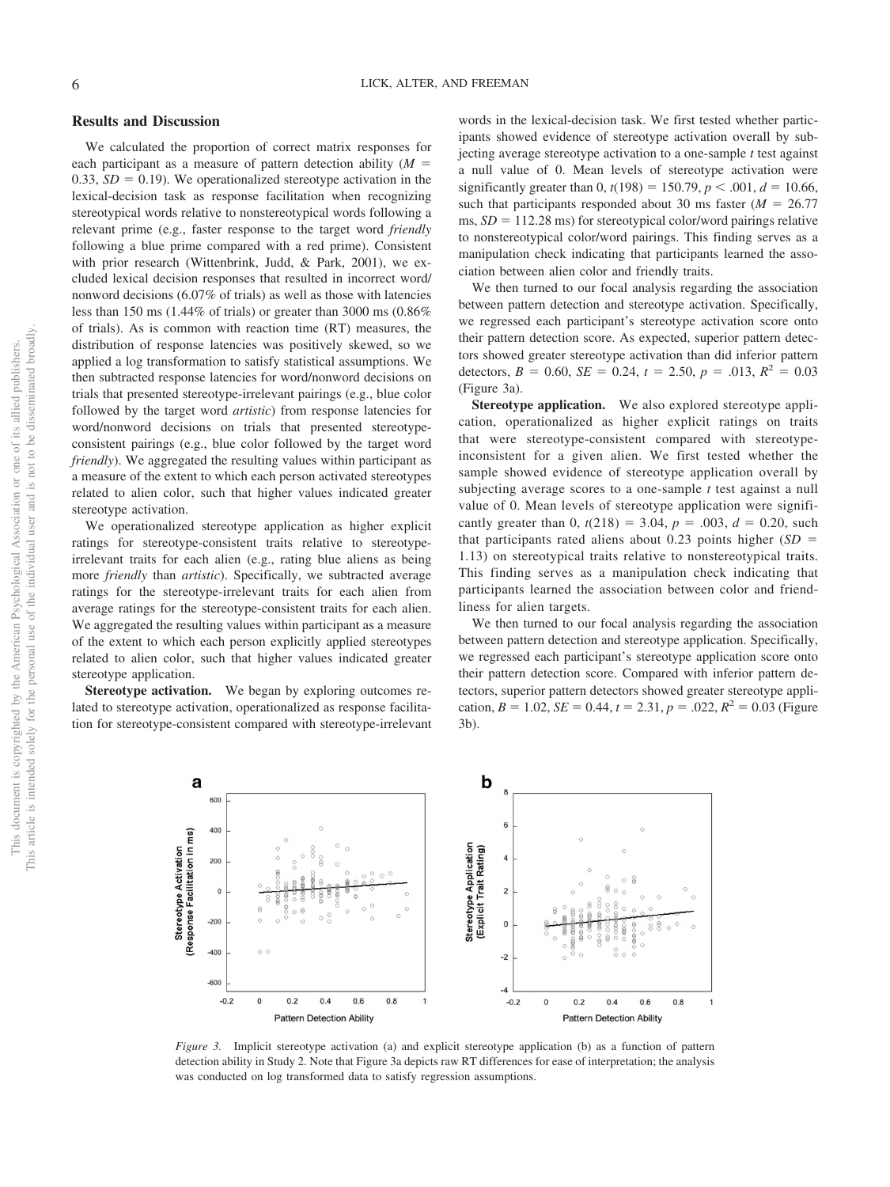## Results and Discussion

We calculated the proportion of correct matrix responses for each participant as a measure of pattern detection ability ($M = 0.33$, $SD = 0.19$). We operationalized stereotype activation in the lexical-decision task as response facilitation when recognizing stereotypical words relative to nonstereotypical words following a relevant prime (e.g., faster response to the target word *friendly* following a blue prime compared with a red prime). Consistent with prior research (Wittenbrink, Judd, & Park, 2001), we excluded lexical decision responses that resulted in incorrect word/nonword decisions (6.07% of trials) as well as those with latencies less than 150 ms (1.44% of trials) or greater than 3000 ms (0.86% of trials). As is common with reaction time (RT) measures, the distribution of response latencies was positively skewed, so we applied a log transformation to satisfy statistical assumptions. We then subtracted response latencies for word/nonword decisions on trials that presented stereotype-irrelevant pairings (e.g., blue color followed by the target word *artistic*) from response latencies for word/nonword decisions on trials that presented stereotype-consistent pairings (e.g., blue color followed by the target word *friendly*). We aggregated the resulting values within participant as a measure of the extent to which each person activated stereotypes related to alien color, such that higher values indicated greater stereotype activation.

We operationalized stereotype application as higher explicit ratings for stereotype-consistent traits relative to stereotype-irrelevant traits for each alien (e.g., rating blue aliens as being more *friendly* than *artistic*). Specifically, we subtracted average ratings for the stereotype-irrelevant traits for each alien from average ratings for the stereotype-consistent traits for each alien. We aggregated the resulting values within participant as a measure of the extent to which each person explicitly applied stereotypes related to alien color, such that higher values indicated greater stereotype application.

**Stereotype activation.** We began by exploring outcomes related to stereotype activation, operationalized as response facilitation for stereotype-consistent compared with stereotype-irrelevant words in the lexical-decision task. We first tested whether participants showed evidence of stereotype activation overall by subjecting average stereotype activation to a one-sample $t$ test against a null value of 0. Mean levels of stereotype activation were significantly greater than 0, $t(198) = 150.79$, $p < .001$, $d = 10.66$, such that participants responded about 30 ms faster ($M = 26.77$ ms, $SD = 112.28$ ms) for stereotypical color/word pairings relative to nonstereotypical color/word pairings. This finding serves as a manipulation check indicating that participants learned the association between alien color and friendly traits.

We then turned to our focal analysis regarding the association between pattern detection and stereotype activation. Specifically, we regressed each participant's stereotype activation score onto their pattern detection score. As expected, superior pattern detectors showed greater stereotype activation than did inferior pattern detectors, $B = 0.60$, $SE = 0.24$, $t = 2.50$, $p = .013$, $R^2 = 0.03$ (Figure 3a).

**Stereotype application.** We also explored stereotype application, operationalized as higher explicit ratings on traits that were stereotype-consistent compared with stereotype-inconsistent for a given alien. We first tested whether the sample showed evidence of stereotype application overall by subjecting average scores to a one-sample $t$ test against a null value of 0. Mean levels of stereotype application were significantly greater than 0, $t(218) = 3.04$, $p = .003$, $d = 0.20$, such that participants rated aliens about 0.23 points higher ($SD = 1.13$) on stereotypical traits relative to nonstereotypical traits. This finding serves as a manipulation check indicating that participants learned the association between color and friendliness for alien targets.

We then turned to our focal analysis regarding the association between pattern detection and stereotype application. Specifically, we regressed each participant's stereotype application score onto their pattern detection score. Compared with inferior pattern detectors, superior pattern detectors showed greater stereotype application, $B = 1.02$, $SE = 0.44$, $t = 2.31$, $p = .022$, $R^2 = 0.03$ (Figure 3b).

*Figure 3.* Implicit stereotype activation (a) and explicit stereotype application (b) as a function of pattern detection ability in Study 2. Note that Figure 3a depicts raw RT differences for ease of interpretation; the analysis was conducted on log transformed data to satisfy regression assumptions.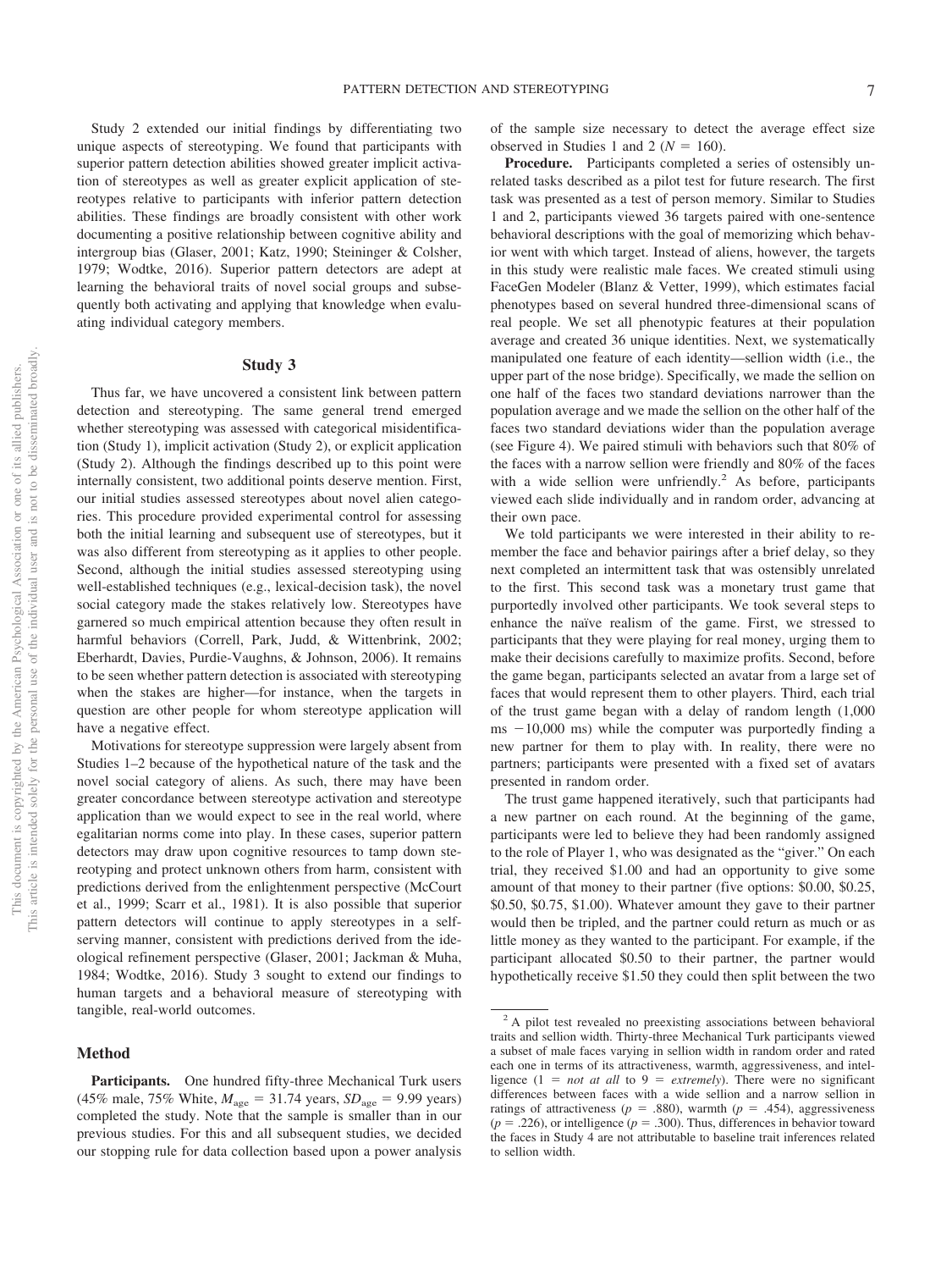Study 2 extended our initial findings by differentiating two unique aspects of stereotyping. We found that participants with superior pattern detection abilities showed greater implicit activation of stereotypes as well as greater explicit application of stereotypes relative to participants with inferior pattern detection abilities. These findings are broadly consistent with other work documenting a positive relationship between cognitive ability and intergroup bias (Glaser, 2001; Katz, 1990; Steininger & Colsher, 1979; Wodtke, 2016). Superior pattern detectors are adept at learning the behavioral traits of novel social groups and subsequently both activating and applying that knowledge when evaluating individual category members.

## Study 3

Thus far, we have uncovered a consistent link between pattern detection and stereotyping. The same general trend emerged whether stereotyping was assessed with categorical misidentification (Study 1), implicit activation (Study 2), or explicit application (Study 2). Although the findings described up to this point were internally consistent, two additional points deserve mention. First, our initial studies assessed stereotypes about novel alien categories. This procedure provided experimental control for assessing both the initial learning and subsequent use of stereotypes, but it was also different from stereotyping as it applies to other people. Second, although the initial studies assessed stereotyping using well-established techniques (e.g., lexical-decision task), the novel social category made the stakes relatively low. Stereotypes have garnered so much empirical attention because they often result in harmful behaviors (Correll, Park, Judd, & Wittenbrink, 2002; Eberhardt, Davies, Purdie-Vaughns, & Johnson, 2006). It remains to be seen whether pattern detection is associated with stereotyping when the stakes are higher—for instance, when the targets in question are other people for whom stereotype application will have a negative effect.

Motivations for stereotype suppression were largely absent from Studies 1–2 because of the hypothetical nature of the task and the novel social category of aliens. As such, there may have been greater concordance between stereotype activation and stereotype application than we would expect to see in the real world, where egalitarian norms come into play. In these cases, superior pattern detectors may draw upon cognitive resources to tamp down stereotyping and protect unknown others from harm, consistent with predictions derived from the enlightenment perspective (McCourt et al., 1999; Scarr et al., 1981). It is also possible that superior pattern detectors will continue to apply stereotypes in a self-serving manner, consistent with predictions derived from the ideological refinement perspective (Glaser, 2001; Jackman & Muha, 1984; Wodtke, 2016). Study 3 sought to extend our findings to human targets and a behavioral measure of stereotyping with tangible, real-world outcomes.

### Method

**Participants.** One hundred fifty-three Mechanical Turk users (45% male, 75% White, $M_{\text{age}} = 31.74$ years, $SD_{\text{age}} = 9.99$ years) completed the study. Note that the sample is smaller than in our previous studies. For this and all subsequent studies, we decided our stopping rule for data collection based upon a power analysis of the sample size necessary to detect the average effect size observed in Studies 1 and 2 ($N = 160$).

**Procedure.** Participants completed a series of ostensibly unrelated tasks described as a pilot test for future research. The first task was presented as a test of person memory. Similar to Studies 1 and 2, participants viewed 36 targets paired with one-sentence behavioral descriptions with the goal of memorizing which behavior went with which target. Instead of aliens, however, the targets in this study were realistic male faces. We created stimuli using FaceGen Modeler (Blanz & Vetter, 1999), which estimates facial phenotypes based on several hundred three-dimensional scans of real people. We set all phenotypic features at their population average and created 36 unique identities. Next, we systematically manipulated one feature of each identity—sellion width (i.e., the upper part of the nose bridge). Specifically, we made the sellion on one half of the faces two standard deviations narrower than the population average and we made the sellion on the other half of the faces two standard deviations wider than the population average (see Figure 4). We paired stimuli with behaviors such that 80% of the faces with a narrow sellion were friendly and 80% of the faces with a wide sellion were unfriendly.[2] As before, participants viewed each slide individually and in random order, advancing at their own pace.

We told participants we were interested in their ability to remember the face and behavior pairings after a brief delay, so they next completed an intermittent task that was ostensibly unrelated to the first. This second task was a monetary trust game that purportedly involved other participants. We took several steps to enhance the naïve realism of the game. First, we stressed to participants that they were playing for real money, urging them to make their decisions carefully to maximize profits. Second, before the game began, participants selected an avatar from a large set of faces that would represent them to other players. Third, each trial of the trust game began with a delay of random length (1,000 ms −10,000 ms) while the computer was purportedly finding a new partner for them to play with. In reality, there were no partners; participants were presented with a fixed set of avatars presented in random order.

The trust game happened iteratively, such that participants had a new partner on each round. At the beginning of the game, participants were led to believe they had been randomly assigned to the role of Player 1, who was designated as the "giver." On each trial, they received $1.00 and had an opportunity to give some amount of that money to their partner (five options: $0.00, $0.25, $0.50, $0.75, $1.00). Whatever amount they gave to their partner would then be tripled, and the partner could return as much or as little money as they wanted to the participant. For example, if the participant allocated $0.50 to their partner, the partner would hypothetically receive $1.50 they could then split between the two

---

[2] A pilot test revealed no preexisting associations between behavioral traits and sellion width. Thirty-three Mechanical Turk participants viewed a subset of male faces varying in sellion width in random order and rated each one in terms of its attractiveness, warmth, aggressiveness, and intelligence (1 = *not at all* to 9 = *extremely*). There were no significant differences between faces with a wide sellion and a narrow sellion in ratings of attractiveness ($p = .880$), warmth ($p = .454$), aggressiveness ($p = .226$), or intelligence ($p = .300$). Thus, differences in behavior toward the faces in Study 4 are not attributable to baseline trait inferences related to sellion width.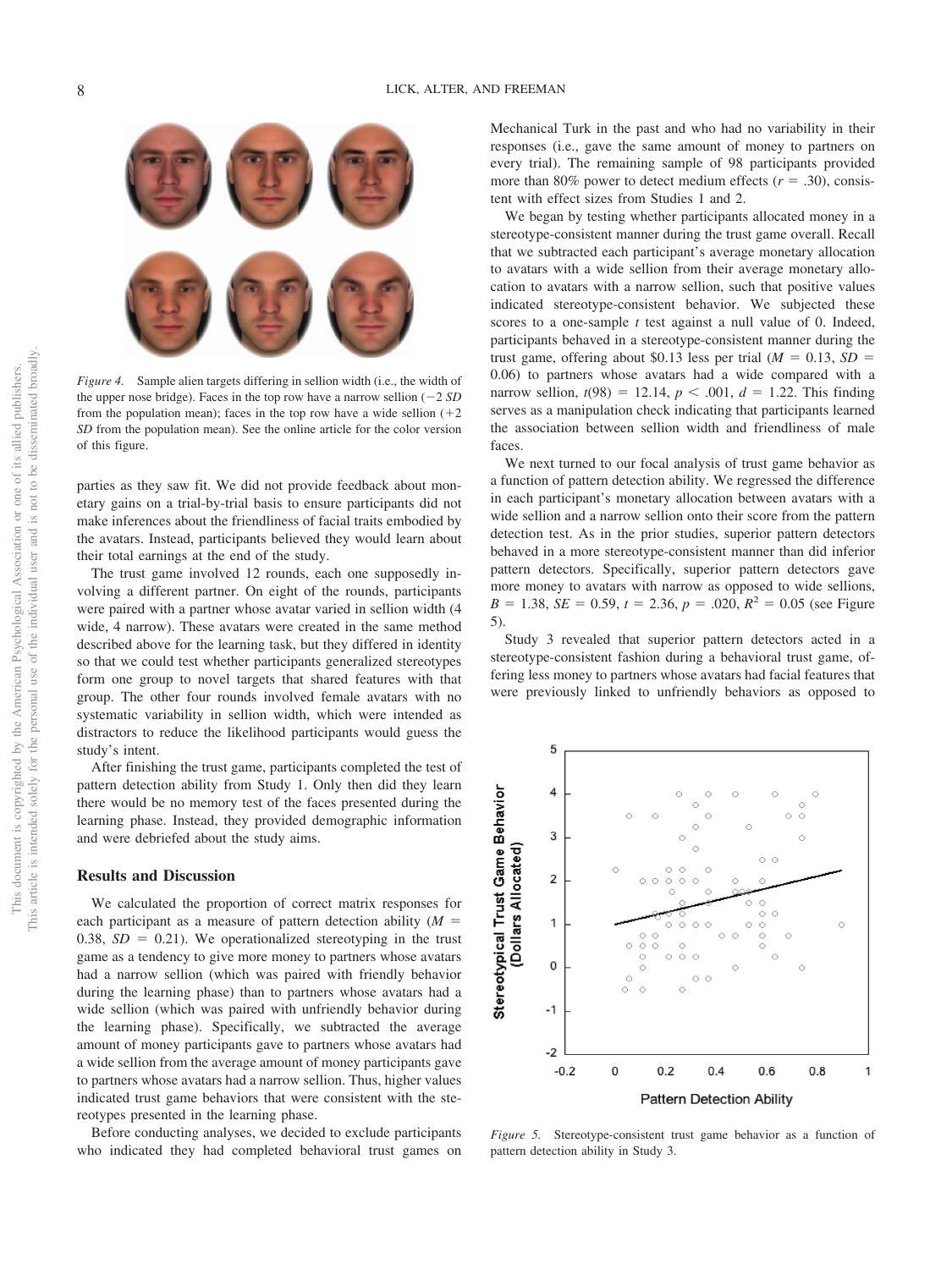*Figure 4.* Sample alien targets differing in sellion width (i.e., the width of the upper nose bridge). Faces in the top row have a narrow sellion (−2 *SD* from the population mean); faces in the top row have a wide sellion (+2 *SD* from the population mean). See the online article for the color version of this figure.

parties as they saw fit. We did not provide feedback about monetary gains on a trial-by-trial basis to ensure participants did not make inferences about the friendliness of facial traits embodied by the avatars. Instead, participants believed they would learn about their total earnings at the end of the study.

The trust game involved 12 rounds, each one supposedly involving a different partner. On eight of the rounds, participants were paired with a partner whose avatar varied in sellion width (4 wide, 4 narrow). These avatars were created in the same method described above for the learning task, but they differed in identity so that we could test whether participants generalized stereotypes form one group to novel targets that shared features with that group. The other four rounds involved female avatars with no systematic variability in sellion width, which were intended as distractors to reduce the likelihood participants would guess the study's intent.

After finishing the trust game, participants completed the test of pattern detection ability from Study 1. Only then did they learn there would be no memory test of the faces presented during the learning phase. Instead, they provided demographic information and were debriefed about the study aims.

## Results and Discussion

We calculated the proportion of correct matrix responses for each participant as a measure of pattern detection ability ($M$ = 0.38, $SD$ = 0.21). We operationalized stereotyping in the trust game as a tendency to give more money to partners whose avatars had a narrow sellion (which was paired with friendly behavior during the learning phase) than to partners whose avatars had a wide sellion (which was paired with unfriendly behavior during the learning phase). Specifically, we subtracted the average amount of money participants gave to partners whose avatars had a wide sellion from the average amount of money participants gave to partners whose avatars had a narrow sellion. Thus, higher values indicated trust game behaviors that were consistent with the stereotypes presented in the learning phase.

Before conducting analyses, we decided to exclude participants who indicated they had completed behavioral trust games on Mechanical Turk in the past and who had no variability in their responses (i.e., gave the same amount of money to partners on every trial). The remaining sample of 98 participants provided more than 80% power to detect medium effects ($r$ = .30), consistent with effect sizes from Studies 1 and 2.

We began by testing whether participants allocated money in a stereotype-consistent manner during the trust game overall. Recall that we subtracted each participant's average monetary allocation to avatars with a wide sellion from their average monetary allocation to avatars with a narrow sellion, such that positive values indicated stereotype-consistent behavior. We subjected these scores to a one-sample $t$ test against a null value of 0. Indeed, participants behaved in a stereotype-consistent manner during the trust game, offering about \$0.13 less per trial ($M$ = 0.13, $SD$ = 0.06) to partners whose avatars had a wide compared with a narrow sellion, $t(98) = 12.14$, $p < .001$, $d$ = 1.22. This finding serves as a manipulation check indicating that participants learned the association between sellion width and friendliness of male faces.

We next turned to our focal analysis of trust game behavior as a function of pattern detection ability. We regressed the difference in each participant's monetary allocation between avatars with a wide sellion and a narrow sellion onto their score from the pattern detection test. As in the prior studies, superior pattern detectors behaved in a more stereotype-consistent manner than did inferior pattern detectors. Specifically, superior pattern detectors gave more money to avatars with narrow as opposed to wide sellions, $B$ = 1.38, $SE$ = 0.59, $t$ = 2.36, $p$ = .020, $R^2$ = 0.05 (see Figure 5).

Study 3 revealed that superior pattern detectors acted in a stereotype-consistent fashion during a behavioral trust game, offering less money to partners whose avatars had facial features that were previously linked to unfriendly behaviors as opposed to

*Figure 5.* Stereotype-consistent trust game behavior as a function of pattern detection ability in Study 3.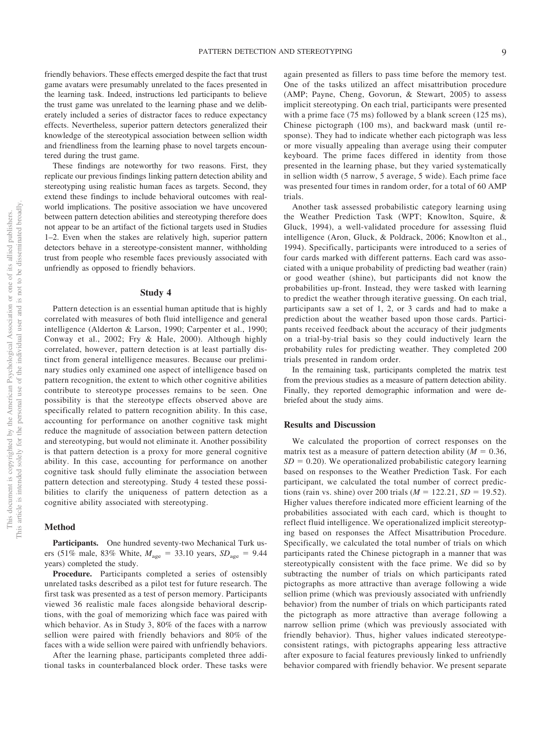friendly behaviors. These effects emerged despite the fact that trust game avatars were presumably unrelated to the faces presented in the learning task. Indeed, instructions led participants to believe the trust game was unrelated to the learning phase and we deliberately included a series of distractor faces to reduce expectancy effects. Nevertheless, superior pattern detectors generalized their knowledge of the stereotypical association between sellion width and friendliness from the learning phase to novel targets encountered during the trust game.

These findings are noteworthy for two reasons. First, they replicate our previous findings linking pattern detection ability and stereotyping using realistic human faces as targets. Second, they extend these findings to include behavioral outcomes with real-world implications. The positive association we have uncovered between pattern detection abilities and stereotyping therefore does not appear to be an artifact of the fictional targets used in Studies 1–2. Even when the stakes are relatively high, superior pattern detectors behave in a stereotype-consistent manner, withholding trust from people who resemble faces previously associated with unfriendly as opposed to friendly behaviors.

## Study 4

Pattern detection is an essential human aptitude that is highly correlated with measures of both fluid intelligence and general intelligence (Alderton & Larson, 1990; Carpenter et al., 1990; Conway et al., 2002; Fry & Hale, 2000). Although highly correlated, however, pattern detection is at least partially distinct from general intelligence measures. Because our preliminary studies only examined one aspect of intelligence based on pattern recognition, the extent to which other cognitive abilities contribute to stereotype processes remains to be seen. One possibility is that the stereotype effects observed above are specifically related to pattern recognition ability. In this case, accounting for performance on another cognitive task might reduce the magnitude of association between pattern detection and stereotyping, but would not eliminate it. Another possibility is that pattern detection is a proxy for more general cognitive ability. In this case, accounting for performance on another cognitive task should fully eliminate the association between pattern detection and stereotyping. Study 4 tested these possibilities to clarify the uniqueness of pattern detection as a cognitive ability associated with stereotyping.

### Method

**Participants.** One hundred seventy-two Mechanical Turk users (51% male, 83% White, $M_{\text{age}} = 33.10$ years, $SD_{\text{age}} = 9.44$ years) completed the study.

**Procedure.** Participants completed a series of ostensibly unrelated tasks described as a pilot test for future research. The first task was presented as a test of person memory. Participants viewed 36 realistic male faces alongside behavioral descriptions, with the goal of memorizing which face was paired with which behavior. As in Study 3, 80% of the faces with a narrow sellion were paired with friendly behaviors and 80% of the faces with a wide sellion were paired with unfriendly behaviors.

After the learning phase, participants completed three additional tasks in counterbalanced block order. These tasks were again presented as fillers to pass time before the memory test. One of the tasks utilized an affect misattribution procedure (AMP; Payne, Cheng, Govorun, & Stewart, 2005) to assess implicit stereotyping. On each trial, participants were presented with a prime face (75 ms) followed by a blank screen (125 ms), Chinese pictograph (100 ms), and backward mask (until response). They had to indicate whether each pictograph was less or more visually appealing than average using their computer keyboard. The prime faces differed in identity from those presented in the learning phase, but they varied systematically in sellion width (5 narrow, 5 average, 5 wide). Each prime face was presented four times in random order, for a total of 60 AMP trials.

Another task assessed probabilistic category learning using the Weather Prediction Task (WPT; Knowlton, Squire, & Gluck, 1994), a well-validated procedure for assessing fluid intelligence (Aron, Gluck, & Poldrack, 2006; Knowlton et al., 1994). Specifically, participants were introduced to a series of four cards marked with different patterns. Each card was associated with a unique probability of predicting bad weather (rain) or good weather (shine), but participants did not know the probabilities up-front. Instead, they were tasked with learning to predict the weather through iterative guessing. On each trial, participants saw a set of 1, 2, or 3 cards and had to make a prediction about the weather based upon those cards. Participants received feedback about the accuracy of their judgments on a trial-by-trial basis so they could inductively learn the probability rules for predicting weather. They completed 200 trials presented in random order.

In the remaining task, participants completed the matrix test from the previous studies as a measure of pattern detection ability. Finally, they reported demographic information and were debriefed about the study aims.

### Results and Discussion

We calculated the proportion of correct responses on the matrix test as a measure of pattern detection ability ($M = 0.36$, $SD = 0.20$). We operationalized probabilistic category learning based on responses to the Weather Prediction Task. For each participant, we calculated the total number of correct predictions (rain vs. shine) over 200 trials ($M = 122.21$, $SD = 19.52$). Higher values therefore indicated more efficient learning of the probabilities associated with each card, which is thought to reflect fluid intelligence. We operationalized implicit stereotyping based on responses the Affect Misattribution Procedure. Specifically, we calculated the total number of trials on which participants rated the Chinese pictograph in a manner that was stereotypically consistent with the face prime. We did so by subtracting the number of trials on which participants rated pictographs as more attractive than average following a wide sellion prime (which was previously associated with unfriendly behavior) from the number of trials on which participants rated the pictograph as more attractive than average following a narrow sellion prime (which was previously associated with friendly behavior). Thus, higher values indicated stereotype-consistent ratings, with pictographs appearing less attractive after exposure to facial features previously linked to unfriendly behavior compared with friendly behavior. We present separate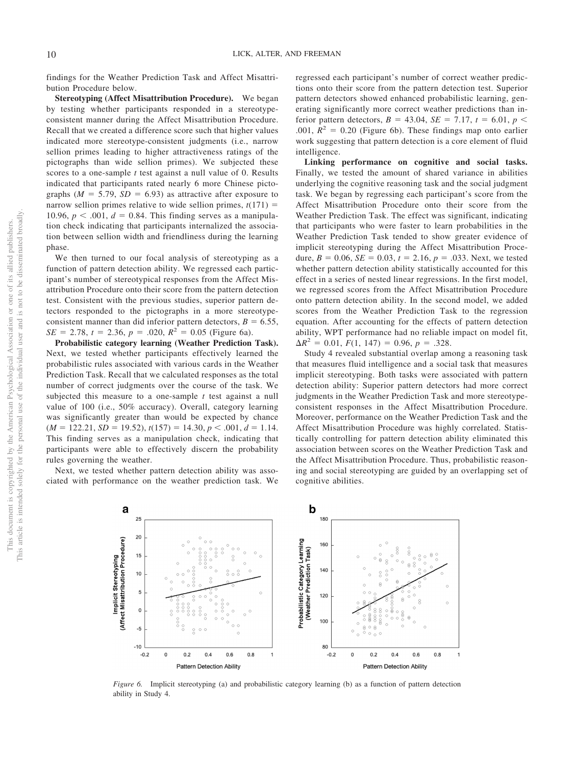findings for the Weather Prediction Task and Affect Misattribution Procedure below.

**Stereotyping (Affect Misattribution Procedure).** We began by testing whether participants responded in a stereotype-consistent manner during the Affect Misattribution Procedure. Recall that we created a difference score such that higher values indicated more stereotype-consistent judgments (i.e., narrow sellion primes leading to higher attractiveness ratings of the pictographs than wide sellion primes). We subjected these scores to a one-sample *t* test against a null value of 0. Results indicated that participants rated nearly 6 more Chinese pictographs ($M = 5.79$, $SD = 6.93$) as attractive after exposure to narrow sellion primes relative to wide sellion primes, $t(171) = 10.96$, $p < .001$, $d = 0.84$. This finding serves as a manipulation check indicating that participants internalized the association between sellion width and friendliness during the learning phase.

We then turned to our focal analysis of stereotyping as a function of pattern detection ability. We regressed each participant's number of stereotypical responses from the Affect Misattribution Procedure onto their score from the pattern detection test. Consistent with the previous studies, superior pattern detectors responded to the pictographs in a more stereotype-consistent manner than did inferior pattern detectors, $B = 6.55$, $SE = 2.78$, $t = 2.36$, $p = .020$, $R^2 = 0.05$ (Figure 6a).

**Probabilistic category learning (Weather Prediction Task).** Next, we tested whether participants effectively learned the probabilistic rules associated with various cards in the Weather Prediction Task. Recall that we calculated responses as the total number of correct judgments over the course of the task. We subjected this measure to a one-sample *t* test against a null value of 100 (i.e., 50% accuracy). Overall, category learning was significantly greater than would be expected by chance ($M = 122.21$, $SD = 19.52$), $t(157) = 14.30$, $p < .001$, $d = 1.14$. This finding serves as a manipulation check, indicating that participants were able to effectively discern the probability rules governing the weather.

Next, we tested whether pattern detection ability was associated with performance on the weather prediction task. We regressed each participant's number of correct weather predictions onto their score from the pattern detection test. Superior pattern detectors showed enhanced probabilistic learning, generating significantly more correct weather predictions than inferior pattern detectors, $B = 43.04$, $SE = 7.17$, $t = 6.01$, $p < .001$, $R^2 = 0.20$ (Figure 6b). These findings map onto earlier work suggesting that pattern detection is a core element of fluid intelligence.

**Linking performance on cognitive and social tasks.** Finally, we tested the amount of shared variance in abilities underlying the cognitive reasoning task and the social judgment task. We began by regressing each participant's score from the Affect Misattribution Procedure onto their score from the Weather Prediction Task. The effect was significant, indicating that participants who were faster to learn probabilities in the Weather Prediction Task tended to show greater evidence of implicit stereotyping during the Affect Misattribution Procedure, $B = 0.06$, $SE = 0.03$, $t = 2.16$, $p = .033$. Next, we tested whether pattern detection ability statistically accounted for this effect in a series of nested linear regressions. In the first model, we regressed scores from the Affect Misattribution Procedure onto pattern detection ability. In the second model, we added scores from the Weather Prediction Task to the regression equation. After accounting for the effects of pattern detection ability, WPT performance had no reliable impact on model fit, $\Delta R^2 = 0.01$, $F(1, 147) = 0.96$, $p = .328$.

Study 4 revealed substantial overlap among a reasoning task that measures fluid intelligence and a social task that measures implicit stereotyping. Both tasks were associated with pattern detection ability: Superior pattern detectors had more correct judgments in the Weather Prediction Task and more stereotype-consistent responses in the Affect Misattribution Procedure. Moreover, performance on the Weather Prediction Task and the Affect Misattribution Procedure was highly correlated. Statistically controlling for pattern detection ability eliminated this association between scores on the Weather Prediction Task and the Affect Misattribution Procedure. Thus, probabilistic reasoning and social stereotyping are guided by an overlapping set of cognitive abilities.

*Figure 6.* Implicit stereotyping (a) and probabilistic category learning (b) as a function of pattern detection ability in Study 4.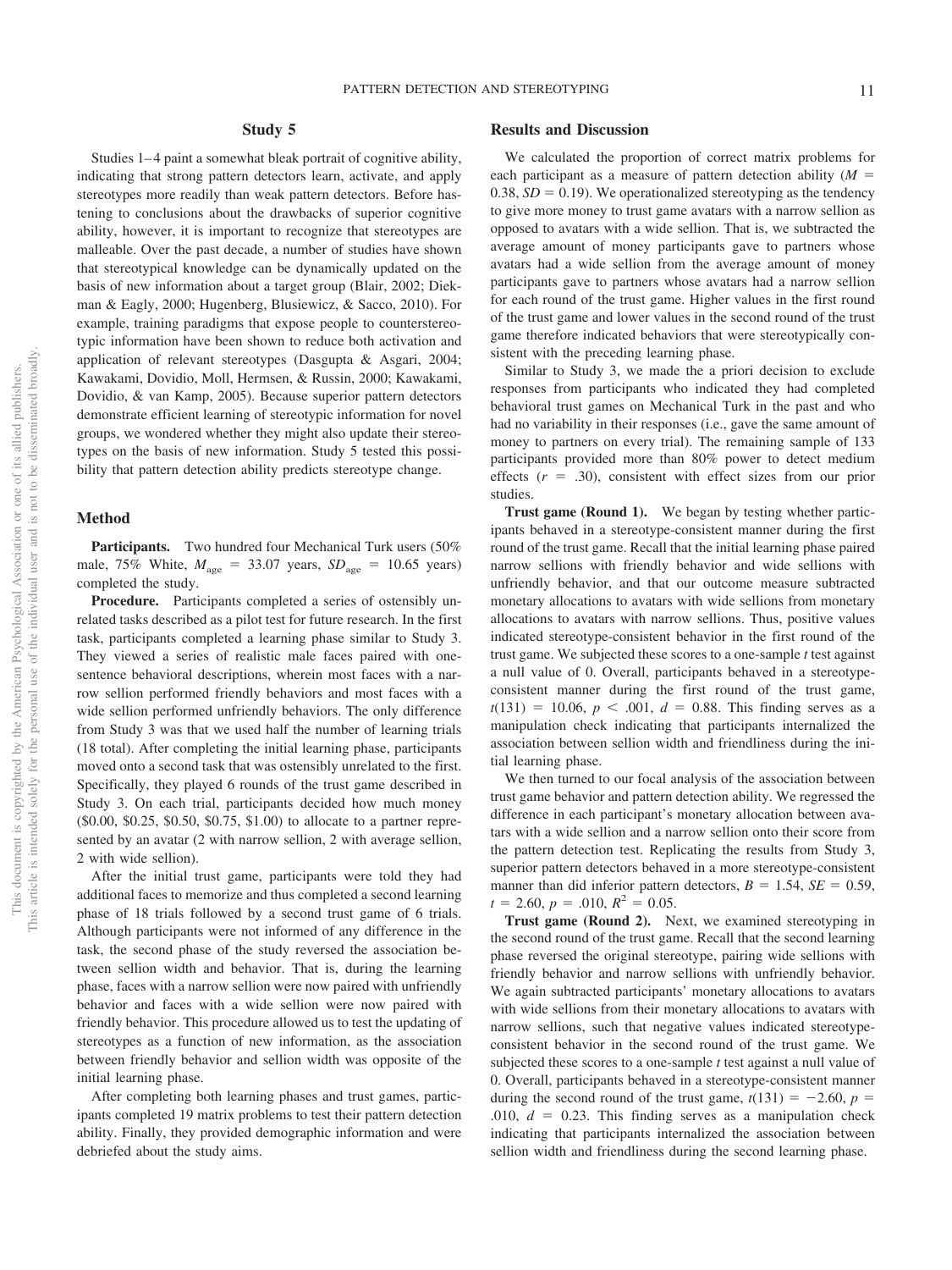## Study 5

Studies 1–4 paint a somewhat bleak portrait of cognitive ability, indicating that strong pattern detectors learn, activate, and apply stereotypes more readily than weak pattern detectors. Before hastening to conclusions about the drawbacks of superior cognitive ability, however, it is important to recognize that stereotypes are malleable. Over the past decade, a number of studies have shown that stereotypical knowledge can be dynamically updated on the basis of new information about a target group (Blair, 2002; Diekman & Eagly, 2000; Hugenberg, Blusiewicz, & Sacco, 2010). For example, training paradigms that expose people to counterstereotypic information have been shown to reduce both activation and application of relevant stereotypes (Dasgupta & Asgari, 2004; Kawakami, Dovidio, Moll, Hermsen, & Russin, 2000; Kawakami, Dovidio, & van Kamp, 2005). Because superior pattern detectors demonstrate efficient learning of stereotypic information for novel groups, we wondered whether they might also update their stereotypes on the basis of new information. Study 5 tested this possibility that pattern detection ability predicts stereotype change.

### Method

**Participants.** Two hundred four Mechanical Turk users (50% male, 75% White, $M_{\text{age}} = 33.07$ years, $SD_{\text{age}} = 10.65$ years) completed the study.

**Procedure.** Participants completed a series of ostensibly unrelated tasks described as a pilot test for future research. In the first task, participants completed a learning phase similar to Study 3. They viewed a series of realistic male faces paired with one-sentence behavioral descriptions, wherein most faces with a narrow sellion performed friendly behaviors and most faces with a wide sellion performed unfriendly behaviors. The only difference from Study 3 was that we used half the number of learning trials (18 total). After completing the initial learning phase, participants moved onto a second task that was ostensibly unrelated to the first. Specifically, they played 6 rounds of the trust game described in Study 3. On each trial, participants decided how much money ($0.00, $0.25, $0.50, $0.75, $1.00) to allocate to a partner represented by an avatar (2 with narrow sellion, 2 with average sellion, 2 with wide sellion).

After the initial trust game, participants were told they had additional faces to memorize and thus completed a second learning phase of 18 trials followed by a second trust game of 6 trials. Although participants were not informed of any difference in the task, the second phase of the study reversed the association between sellion width and behavior. That is, during the learning phase, faces with a narrow sellion were now paired with unfriendly behavior and faces with a wide sellion were now paired with friendly behavior. This procedure allowed us to test the updating of stereotypes as a function of new information, as the association between friendly behavior and sellion width was opposite of the initial learning phase.

After completing both learning phases and trust games, participants completed 19 matrix problems to test their pattern detection ability. Finally, they provided demographic information and were debriefed about the study aims.

### Results and Discussion

We calculated the proportion of correct matrix problems for each participant as a measure of pattern detection ability ($M = 0.38$, $SD = 0.19$). We operationalized stereotyping as the tendency to give more money to trust game avatars with a narrow sellion as opposed to avatars with a wide sellion. That is, we subtracted the average amount of money participants gave to partners whose avatars had a wide sellion from the average amount of money participants gave to partners whose avatars had a narrow sellion for each round of the trust game. Higher values in the first round of the trust game and lower values in the second round of the trust game therefore indicated behaviors that were stereotypically consistent with the preceding learning phase.

Similar to Study 3, we made the a priori decision to exclude responses from participants who indicated they had completed behavioral trust games on Mechanical Turk in the past and who had no variability in their responses (i.e., gave the same amount of money to partners on every trial). The remaining sample of 133 participants provided more than 80% power to detect medium effects ($r = .30$), consistent with effect sizes from our prior studies.

**Trust game (Round 1).** We began by testing whether participants behaved in a stereotype-consistent manner during the first round of the trust game. Recall that the initial learning phase paired narrow sellions with friendly behavior and wide sellions with unfriendly behavior, and that our outcome measure subtracted monetary allocations to avatars with wide sellions from monetary allocations to avatars with narrow sellions. Thus, positive values indicated stereotype-consistent behavior in the first round of the trust game. We subjected these scores to a one-sample *t* test against a null value of 0. Overall, participants behaved in a stereotype-consistent manner during the first round of the trust game, $t(131) = 10.06$, $p < .001$, $d = 0.88$. This finding serves as a manipulation check indicating that participants internalized the association between sellion width and friendliness during the initial learning phase.

We then turned to our focal analysis of the association between trust game behavior and pattern detection ability. We regressed the difference in each participant's monetary allocation between avatars with a wide sellion and a narrow sellion onto their score from the pattern detection test. Replicating the results from Study 3, superior pattern detectors behaved in a more stereotype-consistent manner than did inferior pattern detectors, $B = 1.54$, $SE = 0.59$, $t = 2.60$, $p = .010$, $R^2 = 0.05$.

**Trust game (Round 2).** Next, we examined stereotyping in the second round of the trust game. Recall that the second learning phase reversed the original stereotype, pairing wide sellions with friendly behavior and narrow sellions with unfriendly behavior. We again subtracted participants' monetary allocations to avatars with wide sellions from their monetary allocations to avatars with narrow sellions, such that negative values indicated stereotype-consistent behavior in the second round of the trust game. We subjected these scores to a one-sample *t* test against a null value of 0. Overall, participants behaved in a stereotype-consistent manner during the second round of the trust game, $t(131) = -2.60$, $p = .010$, $d = 0.23$. This finding serves as a manipulation check indicating that participants internalized the association between sellion width and friendliness during the second learning phase.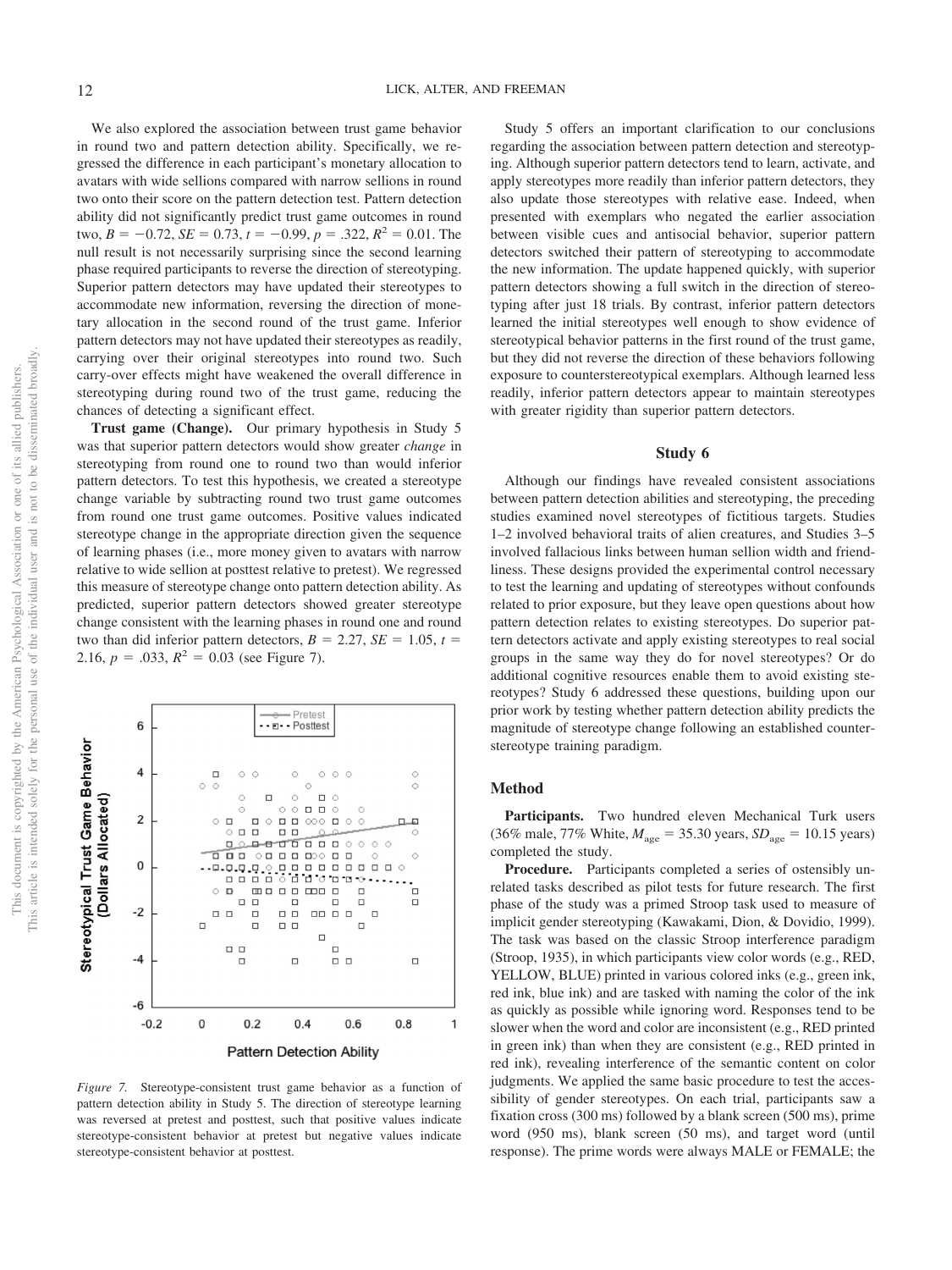We also explored the association between trust game behavior in round two and pattern detection ability. Specifically, we regressed the difference in each participant's monetary allocation to avatars with wide sellions compared with narrow sellions in round two onto their score on the pattern detection test. Pattern detection ability did not significantly predict trust game outcomes in round two, $B = -0.72$, $SE = 0.73$, $t = -0.99$, $p = .322$, $R^2 = 0.01$. The null result is not necessarily surprising since the second learning phase required participants to reverse the direction of stereotyping. Superior pattern detectors may have updated their stereotypes to accommodate new information, reversing the direction of monetary allocation in the second round of the trust game. Inferior pattern detectors may not have updated their stereotypes as readily, carrying over their original stereotypes into round two. Such carry-over effects might have weakened the overall difference in stereotyping during round two of the trust game, reducing the chances of detecting a significant effect.

**Trust game (Change).** Our primary hypothesis in Study 5 was that superior pattern detectors would show greater *change* in stereotyping from round one to round two than would inferior pattern detectors. To test this hypothesis, we created a stereotype change variable by subtracting round two trust game outcomes from round one trust game outcomes. Positive values indicated stereotype change in the appropriate direction given the sequence of learning phases (i.e., more money given to avatars with narrow relative to wide sellion at posttest relative to pretest). We regressed this measure of stereotype change onto pattern detection ability. As predicted, superior pattern detectors showed greater stereotype change consistent with the learning phases in round one and round two than did inferior pattern detectors, $B = 2.27$, $SE = 1.05$, $t = 2.16$, $p = .033$, $R^2 = 0.03$ (see Figure 7).

*Figure 7.* Stereotype-consistent trust game behavior as a function of pattern detection ability in Study 5. The direction of stereotype learning was reversed at pretest and posttest, such that positive values indicate stereotype-consistent behavior at pretest but negative values indicate stereotype-consistent behavior at posttest.

Study 5 offers an important clarification to our conclusions regarding the association between pattern detection and stereotyping. Although superior pattern detectors tend to learn, activate, and apply stereotypes more readily than inferior pattern detectors, they also update those stereotypes with relative ease. Indeed, when presented with exemplars who negated the earlier association between visible cues and antisocial behavior, superior pattern detectors switched their pattern of stereotyping to accommodate the new information. The update happened quickly, with superior pattern detectors showing a full switch in the direction of stereotyping after just 18 trials. By contrast, inferior pattern detectors learned the initial stereotypes well enough to show evidence of stereotypical behavior patterns in the first round of the trust game, but they did not reverse the direction of these behaviors following exposure to counterstereotypical exemplars. Although learned less readily, inferior pattern detectors appear to maintain stereotypes with greater rigidity than superior pattern detectors.

## Study 6

Although our findings have revealed consistent associations between pattern detection abilities and stereotyping, the preceding studies examined novel stereotypes of fictitious targets. Studies 1–2 involved behavioral traits of alien creatures, and Studies 3–5 involved fallacious links between human sellion width and friendliness. These designs provided the experimental control necessary to test the learning and updating of stereotypes without confounds related to prior exposure, but they leave open questions about how pattern detection relates to existing stereotypes. Do superior pattern detectors activate and apply existing stereotypes to real social groups in the same way they do for novel stereotypes? Or do additional cognitive resources enable them to avoid existing stereotypes? Study 6 addressed these questions, building upon our prior work by testing whether pattern detection ability predicts the magnitude of stereotype change following an established counterstereotype training paradigm.

### Method

**Participants.** Two hundred eleven Mechanical Turk users (36% male, 77% White, $M_{age} = 35.30$ years, $SD_{age} = 10.15$ years) completed the study.

**Procedure.** Participants completed a series of ostensibly unrelated tasks described as pilot tests for future research. The first phase of the study was a primed Stroop task used to measure of implicit gender stereotyping (Kawakami, Dion, & Dovidio, 1999). The task was based on the classic Stroop interference paradigm (Stroop, 1935), in which participants view color words (e.g., RED, YELLOW, BLUE) printed in various colored inks (e.g., green ink, red ink, blue ink) and are tasked with naming the color of the ink as quickly as possible while ignoring word. Responses tend to be slower when the word and color are inconsistent (e.g., RED printed in green ink) than when they are consistent (e.g., RED printed in red ink), revealing interference of the semantic content on color judgments. We applied the same basic procedure to test the accessibility of gender stereotypes. On each trial, participants saw a fixation cross (300 ms) followed by a blank screen (500 ms), prime word (950 ms), blank screen (50 ms), and target word (until response). The prime words were always MALE or FEMALE; the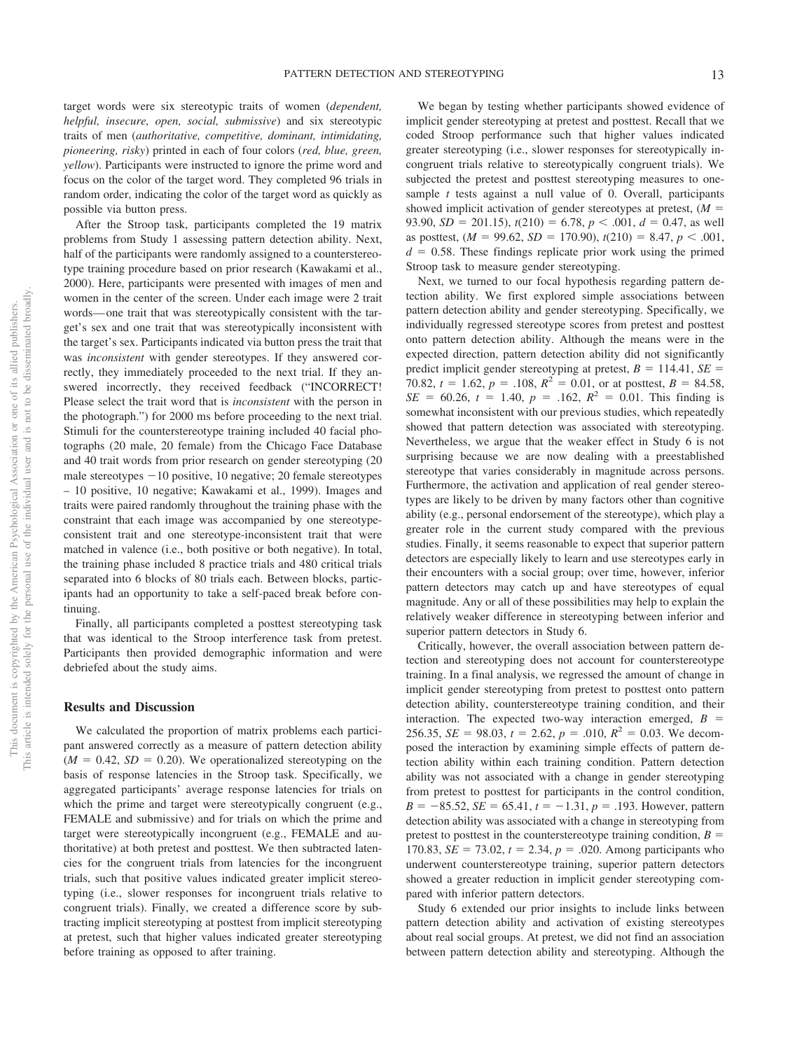target words were six stereotypic traits of women (*dependent, helpful, insecure, open, social, submissive*) and six stereotypic traits of men (*authoritative, competitive, dominant, intimidating, pioneering, risky*) printed in each of four colors (*red, blue, green, yellow*). Participants were instructed to ignore the prime word and focus on the color of the target word. They completed 96 trials in random order, indicating the color of the target word as quickly as possible via button press.

After the Stroop task, participants completed the 19 matrix problems from Study 1 assessing pattern detection ability. Next, half of the participants were randomly assigned to a counterstereotype training procedure based on prior research (Kawakami et al., 2000). Here, participants were presented with images of men and women in the center of the screen. Under each image were 2 trait words—one trait that was stereotypically consistent with the target's sex and one trait that was stereotypically inconsistent with the target's sex. Participants indicated via button press the trait that was *inconsistent* with gender stereotypes. If they answered correctly, they immediately proceeded to the next trial. If they answered incorrectly, they received feedback ("INCORRECT! Please select the trait word that is *inconsistent* with the person in the photograph.") for 2000 ms before proceeding to the next trial. Stimuli for the counterstereotype training included 40 facial photographs (20 male, 20 female) from the Chicago Face Database and 40 trait words from prior research on gender stereotyping (20 male stereotypes −10 positive, 10 negative; 20 female stereotypes – 10 positive, 10 negative; Kawakami et al., 1999). Images and traits were paired randomly throughout the training phase with the constraint that each image was accompanied by one stereotype-consistent trait and one stereotype-inconsistent trait that were matched in valence (i.e., both positive or both negative). In total, the training phase included 8 practice trials and 480 critical trials separated into 6 blocks of 80 trials each. Between blocks, participants had an opportunity to take a self-paced break before continuing.

Finally, all participants completed a posttest stereotyping task that was identical to the Stroop interference task from pretest. Participants then provided demographic information and were debriefed about the study aims.

### Results and Discussion

We calculated the proportion of matrix problems each participant answered correctly as a measure of pattern detection ability ($M = 0.42$, $SD = 0.20$). We operationalized stereotyping on the basis of response latencies in the Stroop task. Specifically, we aggregated participants' average response latencies for trials on which the prime and target were stereotypically congruent (e.g., FEMALE and submissive) and for trials on which the prime and target were stereotypically incongruent (e.g., FEMALE and authoritative) at both pretest and posttest. We then subtracted latencies for the congruent trials from latencies for the incongruent trials, such that positive values indicated greater implicit stereotyping (i.e., slower responses for incongruent trials relative to congruent trials). Finally, we created a difference score by subtracting implicit stereotyping at posttest from implicit stereotyping at pretest, such that higher values indicated greater stereotyping before training as opposed to after training.

We began by testing whether participants showed evidence of implicit gender stereotyping at pretest and posttest. Recall that we coded Stroop performance such that higher values indicated greater stereotyping (i.e., slower responses for stereotypically incongruent trials relative to stereotypically congruent trials). We subjected the pretest and posttest stereotyping measures to one-sample $t$ tests against a null value of 0. Overall, participants showed implicit activation of gender stereotypes at pretest, ($M = 93.90$, $SD = 201.15$), $t(210) = 6.78$, $p < .001$, $d = 0.47$, as well as posttest, ($M = 99.62$, $SD = 170.90$), $t(210) = 8.47$, $p < .001$, $d = 0.58$. These findings replicate prior work using the primed Stroop task to measure gender stereotyping.

Next, we turned to our focal hypothesis regarding pattern detection ability. We first explored simple associations between pattern detection ability and gender stereotyping. Specifically, we individually regressed stereotype scores from pretest and posttest onto pattern detection ability. Although the means were in the expected direction, pattern detection ability did not significantly predict implicit gender stereotyping at pretest, $B = 114.41$, $SE = 70.82$, $t = 1.62$, $p = .108$, $R^2 = 0.01$, or at posttest, $B = 84.58$, $SE = 60.26$, $t = 1.40$, $p = .162$, $R^2 = 0.01$. This finding is somewhat inconsistent with our previous studies, which repeatedly showed that pattern detection was associated with stereotyping. Nevertheless, we argue that the weaker effect in Study 6 is not surprising because we are now dealing with a preestablished stereotype that varies considerably in magnitude across persons. Furthermore, the activation and application of real gender stereotypes are likely to be driven by many factors other than cognitive ability (e.g., personal endorsement of the stereotype), which play a greater role in the current study compared with the previous studies. Finally, it seems reasonable to expect that superior pattern detectors are especially likely to learn and use stereotypes early in their encounters with a social group; over time, however, inferior pattern detectors may catch up and have stereotypes of equal magnitude. Any or all of these possibilities may help to explain the relatively weaker difference in stereotyping between inferior and superior pattern detectors in Study 6.

Critically, however, the overall association between pattern detection and stereotyping does not account for counterstereotype training. In a final analysis, we regressed the amount of change in implicit gender stereotyping from pretest to posttest onto pattern detection ability, counterstereotype training condition, and their interaction. The expected two-way interaction emerged, $B = 256.35$, $SE = 98.03$, $t = 2.62$, $p = .010$, $R^2 = 0.03$. We decomposed the interaction by examining simple effects of pattern detection ability within each training condition. Pattern detection ability was not associated with a change in gender stereotyping from pretest to posttest for participants in the control condition, $B = -85.52$, $SE = 65.41$, $t = -1.31$, $p = .193$. However, pattern detection ability was associated with a change in stereotyping from pretest to posttest in the counterstereotype training condition, $B = 170.83$, $SE = 73.02$, $t = 2.34$, $p = .020$. Among participants who underwent counterstereotype training, superior pattern detectors showed a greater reduction in implicit gender stereotyping compared with inferior pattern detectors.

Study 6 extended our prior insights to include links between pattern detection ability and activation of existing stereotypes about real social groups. At pretest, we did not find an association between pattern detection ability and stereotyping. Although the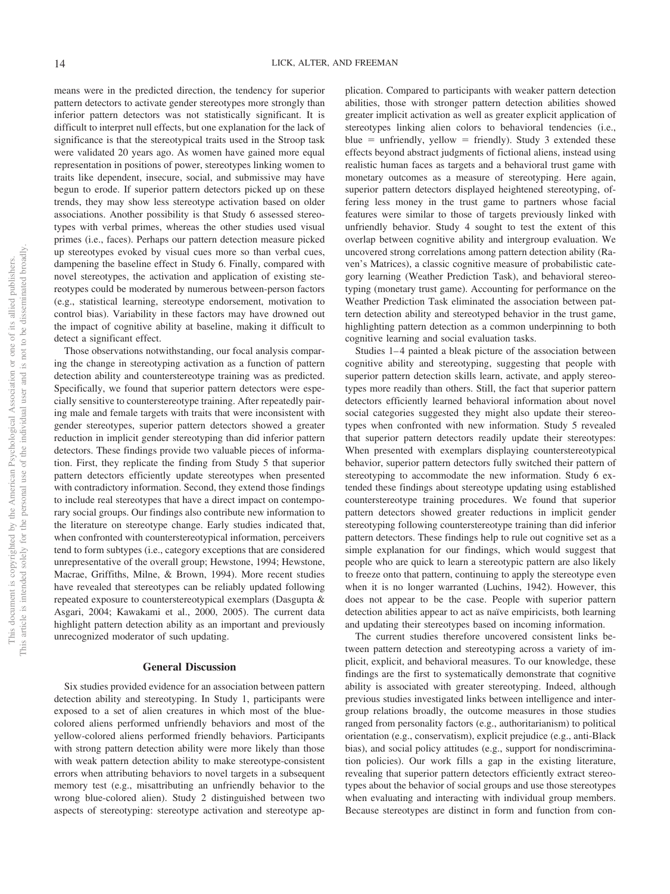means were in the predicted direction, the tendency for superior pattern detectors to activate gender stereotypes more strongly than inferior pattern detectors was not statistically significant. It is difficult to interpret null effects, but one explanation for the lack of significance is that the stereotypical traits used in the Stroop task were validated 20 years ago. As women have gained more equal representation in positions of power, stereotypes linking women to traits like dependent, insecure, social, and submissive may have begun to erode. If superior pattern detectors picked up on these trends, they may show less stereotype activation based on older associations. Another possibility is that Study 6 assessed stereotypes with verbal primes, whereas the other studies used visual primes (i.e., faces). Perhaps our pattern detection measure picked up stereotypes evoked by visual cues more so than verbal cues, dampening the baseline effect in Study 6. Finally, compared with novel stereotypes, the activation and application of existing stereotypes could be moderated by numerous between-person factors (e.g., statistical learning, stereotype endorsement, motivation to control bias). Variability in these factors may have drowned out the impact of cognitive ability at baseline, making it difficult to detect a significant effect.

Those observations notwithstanding, our focal analysis comparing the change in stereotyping activation as a function of pattern detection ability and counterstereotype training was as predicted. Specifically, we found that superior pattern detectors were especially sensitive to counterstereotype training. After repeatedly pairing male and female targets with traits that were inconsistent with gender stereotypes, superior pattern detectors showed a greater reduction in implicit gender stereotyping than did inferior pattern detectors. These findings provide two valuable pieces of information. First, they replicate the finding from Study 5 that superior pattern detectors efficiently update stereotypes when presented with contradictory information. Second, they extend those findings to include real stereotypes that have a direct impact on contemporary social groups. Our findings also contribute new information to the literature on stereotype change. Early studies indicated that, when confronted with counterstereotypical information, perceivers tend to form subtypes (i.e., category exceptions that are considered unrepresentative of the overall group; Hewstone, 1994; Hewstone, Macrae, Griffiths, Milne, & Brown, 1994). More recent studies have revealed that stereotypes can be reliably updated following repeated exposure to counterstereotypical exemplars (Dasgupta & Asgari, 2004; Kawakami et al., 2000, 2005). The current data highlight pattern detection ability as an important and previously unrecognized moderator of such updating.

## General Discussion

Six studies provided evidence for an association between pattern detection ability and stereotyping. In Study 1, participants were exposed to a set of alien creatures in which most of the blue-colored aliens performed unfriendly behaviors and most of the yellow-colored aliens performed friendly behaviors. Participants with strong pattern detection ability were more likely than those with weak pattern detection ability to make stereotype-consistent errors when attributing behaviors to novel targets in a subsequent memory test (e.g., misattributing an unfriendly behavior to the wrong blue-colored alien). Study 2 distinguished between two aspects of stereotyping: stereotype activation and stereotype application. Compared to participants with weaker pattern detection abilities, those with stronger pattern detection abilities showed greater implicit activation as well as greater explicit application of stereotypes linking alien colors to behavioral tendencies (i.e., blue = unfriendly, yellow = friendly). Study 3 extended these effects beyond abstract judgments of fictional aliens, instead using realistic human faces as targets and a behavioral trust game with monetary outcomes as a measure of stereotyping. Here again, superior pattern detectors displayed heightened stereotyping, offering less money in the trust game to partners whose facial features were similar to those of targets previously linked with unfriendly behavior. Study 4 sought to test the extent of this overlap between cognitive ability and intergroup evaluation. We uncovered strong correlations among pattern detection ability (Raven's Matrices), a classic cognitive measure of probabilistic category learning (Weather Prediction Task), and behavioral stereotyping (monetary trust game). Accounting for performance on the Weather Prediction Task eliminated the association between pattern detection ability and stereotyped behavior in the trust game, highlighting pattern detection as a common underpinning to both cognitive learning and social evaluation tasks.

Studies 1–4 painted a bleak picture of the association between cognitive ability and stereotyping, suggesting that people with superior pattern detection skills learn, activate, and apply stereotypes more readily than others. Still, the fact that superior pattern detectors efficiently learned behavioral information about novel social categories suggested they might also update their stereotypes when confronted with new information. Study 5 revealed that superior pattern detectors readily update their stereotypes: When presented with exemplars displaying counterstereotypical behavior, superior pattern detectors fully switched their pattern of stereotyping to accommodate the new information. Study 6 extended these findings about stereotype updating using established counterstereotype training procedures. We found that superior pattern detectors showed greater reductions in implicit gender stereotyping following counterstereotype training than did inferior pattern detectors. These findings help to rule out cognitive set as a simple explanation for our findings, which would suggest that people who are quick to learn a stereotypic pattern are also likely to freeze onto that pattern, continuing to apply the stereotype even when it is no longer warranted (Luchins, 1942). However, this does not appear to be the case. People with superior pattern detection abilities appear to act as naïve empiricists, both learning and updating their stereotypes based on incoming information.

The current studies therefore uncovered consistent links between pattern detection and stereotyping across a variety of implicit, explicit, and behavioral measures. To our knowledge, these findings are the first to systematically demonstrate that cognitive ability is associated with greater stereotyping. Indeed, although previous studies investigated links between intelligence and intergroup relations broadly, the outcome measures in those studies ranged from personality factors (e.g., authoritarianism) to political orientation (e.g., conservatism), explicit prejudice (e.g., anti-Black bias), and social policy attitudes (e.g., support for nondiscrimination policies). Our work fills a gap in the existing literature, revealing that superior pattern detectors efficiently extract stereotypes about the behavior of social groups and use those stereotypes when evaluating and interacting with individual group members. Because stereotypes are distinct in form and function from con-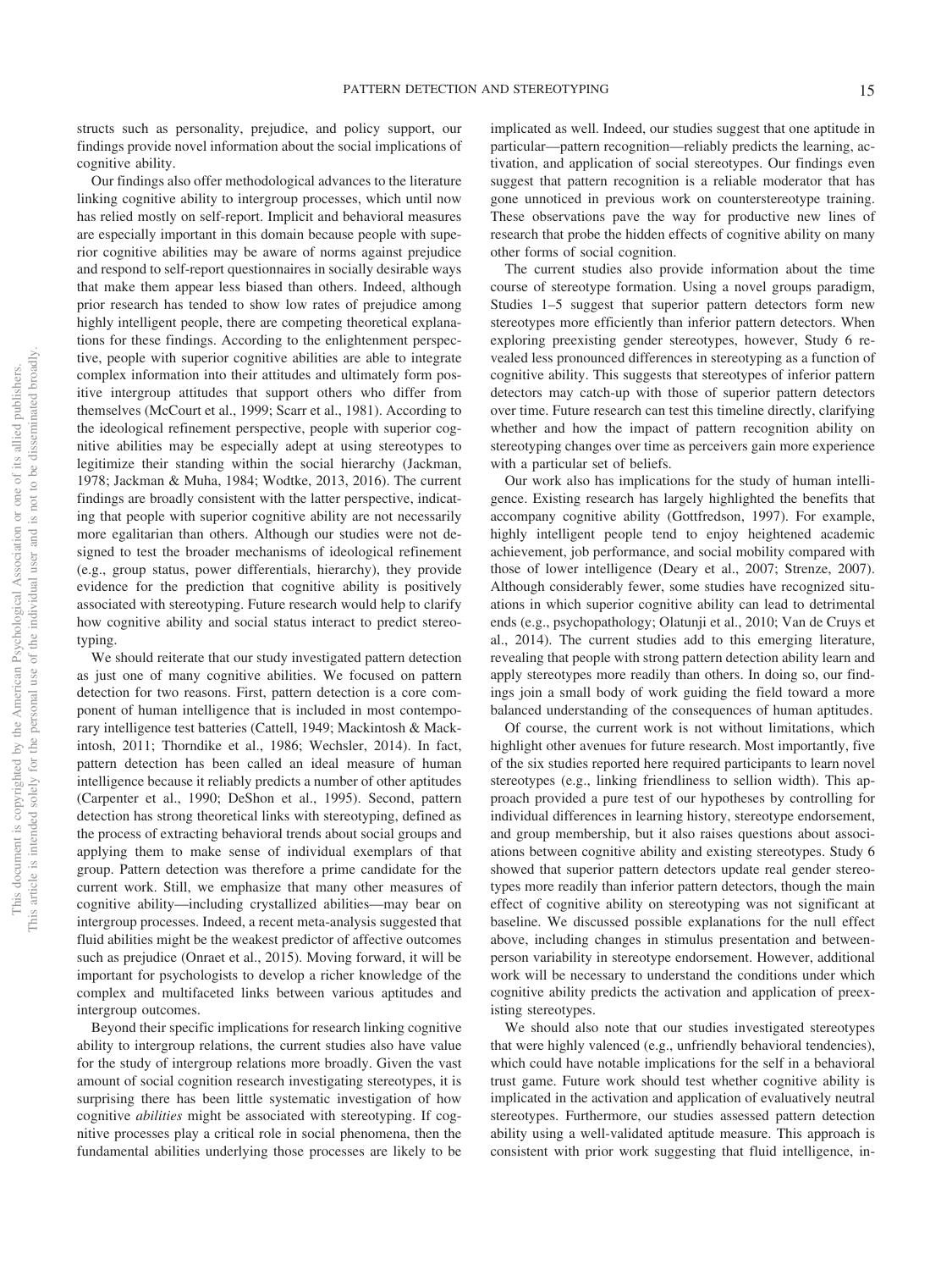structs such as personality, prejudice, and policy support, our findings provide novel information about the social implications of cognitive ability.

Our findings also offer methodological advances to the literature linking cognitive ability to intergroup processes, which until now has relied mostly on self-report. Implicit and behavioral measures are especially important in this domain because people with superior cognitive abilities may be aware of norms against prejudice and respond to self-report questionnaires in socially desirable ways that make them appear less biased than others. Indeed, although prior research has tended to show low rates of prejudice among highly intelligent people, there are competing theoretical explanations for these findings. According to the enlightenment perspective, people with superior cognitive abilities are able to integrate complex information into their attitudes and ultimately form positive intergroup attitudes that support others who differ from themselves (McCourt et al., 1999; Scarr et al., 1981). According to the ideological refinement perspective, people with superior cognitive abilities may be especially adept at using stereotypes to legitimize their standing within the social hierarchy (Jackman, 1978; Jackman & Muha, 1984; Wodtke, 2013, 2016). The current findings are broadly consistent with the latter perspective, indicating that people with superior cognitive ability are not necessarily more egalitarian than others. Although our studies were not designed to test the broader mechanisms of ideological refinement (e.g., group status, power differentials, hierarchy), they provide evidence for the prediction that cognitive ability is positively associated with stereotyping. Future research would help to clarify how cognitive ability and social status interact to predict stereotyping.

We should reiterate that our study investigated pattern detection as just one of many cognitive abilities. We focused on pattern detection for two reasons. First, pattern detection is a core component of human intelligence that is included in most contemporary intelligence test batteries (Cattell, 1949; Mackintosh & Mackintosh, 2011; Thorndike et al., 1986; Wechsler, 2014). In fact, pattern detection has been called an ideal measure of human intelligence because it reliably predicts a number of other aptitudes (Carpenter et al., 1990; DeShon et al., 1995). Second, pattern detection has strong theoretical links with stereotyping, defined as the process of extracting behavioral trends about social groups and applying them to make sense of individual exemplars of that group. Pattern detection was therefore a prime candidate for the current work. Still, we emphasize that many other measures of cognitive ability—including crystallized abilities—may bear on intergroup processes. Indeed, a recent meta-analysis suggested that fluid abilities might be the weakest predictor of affective outcomes such as prejudice (Onraet et al., 2015). Moving forward, it will be important for psychologists to develop a richer knowledge of the complex and multifaceted links between various aptitudes and intergroup outcomes.

Beyond their specific implications for research linking cognitive ability to intergroup relations, the current studies also have value for the study of intergroup relations more broadly. Given the vast amount of social cognition research investigating stereotypes, it is surprising there has been little systematic investigation of how cognitive *abilities* might be associated with stereotyping. If cognitive processes play a critical role in social phenomena, then the fundamental abilities underlying those processes are likely to be implicated as well. Indeed, our studies suggest that one aptitude in particular—pattern recognition—reliably predicts the learning, activation, and application of social stereotypes. Our findings even suggest that pattern recognition is a reliable moderator that has gone unnoticed in previous work on counterstereotype training. These observations pave the way for productive new lines of research that probe the hidden effects of cognitive ability on many other forms of social cognition.

The current studies also provide information about the time course of stereotype formation. Using a novel groups paradigm, Studies 1–5 suggest that superior pattern detectors form new stereotypes more efficiently than inferior pattern detectors. When exploring preexisting gender stereotypes, however, Study 6 revealed less pronounced differences in stereotyping as a function of cognitive ability. This suggests that stereotypes of inferior pattern detectors may catch-up with those of superior pattern detectors over time. Future research can test this timeline directly, clarifying whether and how the impact of pattern recognition ability on stereotyping changes over time as perceivers gain more experience with a particular set of beliefs.

Our work also has implications for the study of human intelligence. Existing research has largely highlighted the benefits that accompany cognitive ability (Gottfredson, 1997). For example, highly intelligent people tend to enjoy heightened academic achievement, job performance, and social mobility compared with those of lower intelligence (Deary et al., 2007; Strenze, 2007). Although considerably fewer, some studies have recognized situations in which superior cognitive ability can lead to detrimental ends (e.g., psychopathology; Olatunji et al., 2010; Van de Cruys et al., 2014). The current studies add to this emerging literature, revealing that people with strong pattern detection ability learn and apply stereotypes more readily than others. In doing so, our findings join a small body of work guiding the field toward a more balanced understanding of the consequences of human aptitudes.

Of course, the current work is not without limitations, which highlight other avenues for future research. Most importantly, five of the six studies reported here required participants to learn novel stereotypes (e.g., linking friendliness to sellion width). This approach provided a pure test of our hypotheses by controlling for individual differences in learning history, stereotype endorsement, and group membership, but it also raises questions about associations between cognitive ability and existing stereotypes. Study 6 showed that superior pattern detectors update real gender stereotypes more readily than inferior pattern detectors, though the main effect of cognitive ability on stereotyping was not significant at baseline. We discussed possible explanations for the null effect above, including changes in stimulus presentation and between-person variability in stereotype endorsement. However, additional work will be necessary to understand the conditions under which cognitive ability predicts the activation and application of preexisting stereotypes.

We should also note that our studies investigated stereotypes that were highly valenced (e.g., unfriendly behavioral tendencies), which could have notable implications for the self in a behavioral trust game. Future work should test whether cognitive ability is implicated in the activation and application of evaluatively neutral stereotypes. Furthermore, our studies assessed pattern detection ability using a well-validated aptitude measure. This approach is consistent with prior work suggesting that fluid intelligence, in-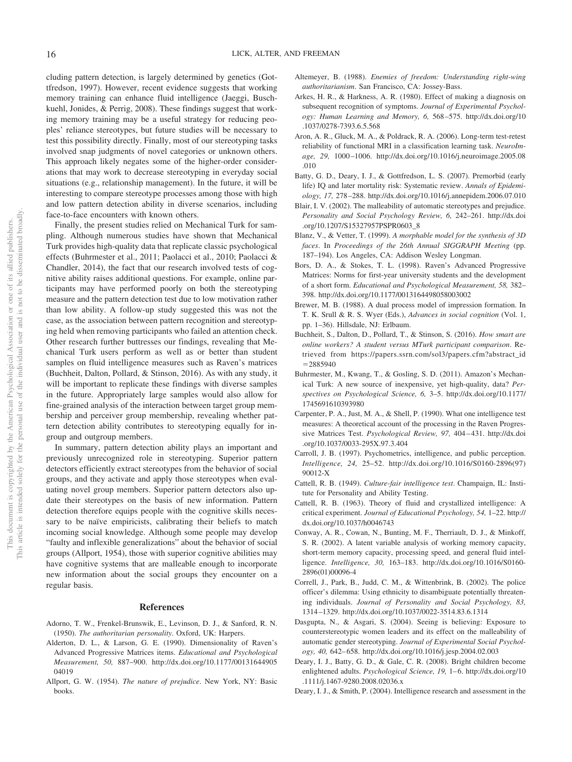cluding pattern detection, is largely determined by genetics (Gottfredson, 1997). However, recent evidence suggests that working memory training can enhance fluid intelligence (Jaeggi, Buschkuehl, Jonides, & Perrig, 2008). These findings suggest that working memory training may be a useful strategy for reducing peoples' reliance stereotypes, but future studies will be necessary to test this possibility directly. Finally, most of our stereotyping tasks involved snap judgments of novel categories or unknown others. This approach likely negates some of the higher-order considerations that may work to decrease stereotyping in everyday social situations (e.g., relationship management). In the future, it will be interesting to compare stereotype processes among those with high and low pattern detection ability in diverse scenarios, including face-to-face encounters with known others.

Finally, the present studies relied on Mechanical Turk for sampling. Although numerous studies have shown that Mechanical Turk provides high-quality data that replicate classic psychological effects (Buhrmester et al., 2011; Paolacci et al., 2010; Paolacci & Chandler, 2014), the fact that our research involved tests of cognitive ability raises additional questions. For example, online participants may have performed poorly on both the stereotyping measure and the pattern detection test due to low motivation rather than low ability. A follow-up study suggested this was not the case, as the association between pattern recognition and stereotyping held when removing participants who failed an attention check. Other research further buttresses our findings, revealing that Mechanical Turk users perform as well as or better than student samples on fluid intelligence measures such as Raven's matrices (Buchheit, Dalton, Pollard, & Stinson, 2016). As with any study, it will be important to replicate these findings with diverse samples in the future. Appropriately large samples would also allow for fine-grained analysis of the interaction between target group membership and perceiver group membership, revealing whether pattern detection ability contributes to stereotyping equally for ingroup and outgroup members.

In summary, pattern detection ability plays an important and previously unrecognized role in stereotyping. Superior pattern detectors efficiently extract stereotypes from the behavior of social groups, and they activate and apply those stereotypes when evaluating novel group members. Superior pattern detectors also update their stereotypes on the basis of new information. Pattern detection therefore equips people with the cognitive skills necessary to be naïve empiricists, calibrating their beliefs to match incoming social knowledge. Although some people may develop "faulty and inflexible generalizations" about the behavior of social groups (Allport, 1954), those with superior cognitive abilities may have cognitive systems that are malleable enough to incorporate new information about the social groups they encounter on a regular basis.

## References

Adorno, T. W., Frenkel-Brunswik, E., Levinson, D. J., & Sanford, R. N. (1950). *The authoritarian personality*. Oxford, UK: Harpers.

Alderton, D. L., & Larson, G. E. (1990). Dimensionality of Raven's Advanced Progressive Matrices items. *Educational and Psychological Measurement, 50,* 887–900. http://dx.doi.org/10.1177/0013164490504019

Allport, G. W. (1954). *The nature of prejudice*. New York, NY: Basic books.

Altemeyer, B. (1988). *Enemies of freedom: Understanding right-wing authoritarianism*. San Francisco, CA: Jossey-Bass.

Arkes, H. R., & Harkness, A. R. (1980). Effect of making a diagnosis on subsequent recognition of symptoms. *Journal of Experimental Psychology: Human Learning and Memory, 6,* 568–575. http://dx.doi.org/10.1037/0278-7393.6.5.568

Aron, A. R., Gluck, M. A., & Poldrack, R. A. (2006). Long-term test-retest reliability of functional MRI in a classification learning task. *NeuroImage, 29,* 1000–1006. http://dx.doi.org/10.1016/j.neuroimage.2005.08.010

Batty, G. D., Deary, I. J., & Gottfredson, L. S. (2007). Premorbid (early life) IQ and later mortality risk: Systematic review. *Annals of Epidemiology, 17,* 278–288. http://dx.doi.org/10.1016/j.annepidem.2006.07.010

Blair, I. V. (2002). The malleability of automatic stereotypes and prejudice. *Personality and Social Psychology Review, 6,* 242–261. http://dx.doi.org/10.1207/S15327957PSPR0603_8

Blanz, V., & Vetter, T. (1999). *A morphable model for the synthesis of 3D faces*. In *Proceedings of the 26th Annual SIGGRAPH Meeting* (pp. 187–194). Los Angeles, CA: Addison Wesley Longman.

Bors, D. A., & Stokes, T. L. (1998). Raven's Advanced Progressive Matrices: Norms for first-year university students and the development of a short form. *Educational and Psychological Measurement, 58,* 382–398. http://dx.doi.org/10.1177/0013164498058003002

Brewer, M. B. (1988). A dual process model of impression formation. In T. K. Srull & R. S. Wyer (Eds.), *Advances in social cognition* (Vol. 1, pp. 1–36). Hillsdale, NJ: Erlbaum.

Buchheit, S., Dalton, D., Pollard, T., & Stinson, S. (2016). *How smart are online workers? A student versus MTurk participant comparison*. Retrieved from https://papers.ssrn.com/sol3/papers.cfm?abstract_id=2885940

Buhrmester, M., Kwang, T., & Gosling, S. D. (2011). Amazon's Mechanical Turk: A new source of inexpensive, yet high-quality, data? *Perspectives on Psychological Science, 6,* 3–5. http://dx.doi.org/10.1177/1745691610393980

Carpenter, P. A., Just, M. A., & Shell, P. (1990). What one intelligence test measures: A theoretical account of the processing in the Raven Progressive Matrices Test. *Psychological Review, 97,* 404–431. http://dx.doi.org/10.1037/0033-295X.97.3.404

Carroll, J. B. (1997). Psychometrics, intelligence, and public perception. *Intelligence, 24,* 25–52. http://dx.doi.org/10.1016/S0160-2896(97)90012-X

Cattell, R. B. (1949). *Culture-fair intelligence test*. Champaign, IL: Institute for Personality and Ability Testing.

Cattell, R. B. (1963). Theory of fluid and crystallized intelligence: A critical experiment. *Journal of Educational Psychology, 54,* 1–22. http://dx.doi.org/10.1037/h0046743

Conway, A. R., Cowan, N., Bunting, M. F., Therriault, D. J., & Minkoff, S. R. (2002). A latent variable analysis of working memory capacity, short-term memory capacity, processing speed, and general fluid intelligence. *Intelligence, 30,* 163–183. http://dx.doi.org/10.1016/S0160-2896(01)00096-4

Correll, J., Park, B., Judd, C. M., & Wittenbrink, B. (2002). The police officer's dilemma: Using ethnicity to disambiguate potentially threatening individuals. *Journal of Personality and Social Psychology, 83,* 1314–1329. http://dx.doi.org/10.1037/0022-3514.83.6.1314

Dasgupta, N., & Asgari, S. (2004). Seeing is believing: Exposure to counterstereotypic women leaders and its effect on the malleability of automatic gender stereotyping. *Journal of Experimental Social Psychology, 40,* 642–658. http://dx.doi.org/10.1016/j.jesp.2004.02.003

Deary, I. J., Batty, G. D., & Gale, C. R. (2008). Bright children become enlightened adults. *Psychological Science, 19,* 1–6. http://dx.doi.org/10.1111/j.1467-9280.2008.02036.x

Deary, I. J., & Smith, P. (2004). Intelligence research and assessment in the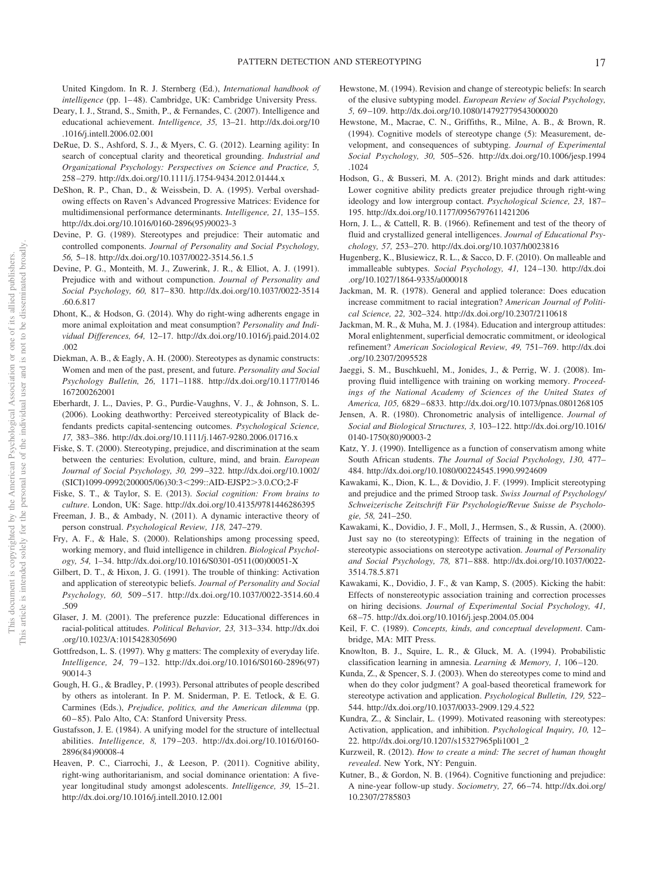United Kingdom. In R. J. Sternberg (Ed.), *International handbook of intelligence* (pp. 1–48). Cambridge, UK: Cambridge University Press.

Deary, I. J., Strand, S., Smith, P., & Fernandes, C. (2007). Intelligence and educational achievement. *Intelligence, 35,* 13–21. http://dx.doi.org/10.1016/j.intell.2006.02.001

DeRue, D. S., Ashford, S. J., & Myers, C. G. (2012). Learning agility: In search of conceptual clarity and theoretical grounding. *Industrial and Organizational Psychology: Perspectives on Science and Practice, 5,* 258–279. http://dx.doi.org/10.1111/j.1754-9434.2012.01444.x

DeShon, R. P., Chan, D., & Weissbein, D. A. (1995). Verbal overshadowing effects on Raven's Advanced Progressive Matrices: Evidence for multidimensional performance determinants. *Intelligence, 21,* 135–155. http://dx.doi.org/10.1016/0160-2896(95)90023-3

Devine, P. G. (1989). Stereotypes and prejudice: Their automatic and controlled components. *Journal of Personality and Social Psychology, 56,* 5–18. http://dx.doi.org/10.1037/0022-3514.56.1.5

Devine, P. G., Monteith, M. J., Zuwerink, J. R., & Elliot, A. J. (1991). Prejudice with and without compunction. *Journal of Personality and Social Psychology, 60,* 817–830. http://dx.doi.org/10.1037/0022-3514.60.6.817

Dhont, K., & Hodson, G. (2014). Why do right-wing adherents engage in more animal exploitation and meat consumption? *Personality and Individual Differences, 64,* 12–17. http://dx.doi.org/10.1016/j.paid.2014.02.002

Diekman, A. B., & Eagly, A. H. (2000). Stereotypes as dynamic constructs: Women and men of the past, present, and future. *Personality and Social Psychology Bulletin, 26,* 1171–1188. http://dx.doi.org/10.1177/0146167200262001

Eberhardt, J. L., Davies, P. G., Purdie-Vaughns, V. J., & Johnson, S. L. (2006). Looking deathworthy: Perceived stereotypicality of Black defendants predicts capital-sentencing outcomes. *Psychological Science, 17,* 383–386. http://dx.doi.org/10.1111/j.1467-9280.2006.01716.x

Fiske, S. T. (2000). Stereotyping, prejudice, and discrimination at the seam between the centuries: Evolution, culture, mind, and brain. *European Journal of Social Psychology, 30,* 299–322. http://dx.doi.org/10.1002/(SICI)1099-0992(200005/06)30:3<299::AID-EJSP2>3.0.CO;2-F

Fiske, S. T., & Taylor, S. E. (2013). *Social cognition: From brains to culture*. London, UK: Sage. http://dx.doi.org/10.4135/9781446286395

Freeman, J. B., & Ambady, N. (2011). A dynamic interactive theory of person construal. *Psychological Review, 118,* 247–279.

Fry, A. F., & Hale, S. (2000). Relationships among processing speed, working memory, and fluid intelligence in children. *Biological Psychology, 54,* 1–34. http://dx.doi.org/10.1016/S0301-0511(00)00051-X

Gilbert, D. T., & Hixon, J. G. (1991). The trouble of thinking: Activation and application of stereotypic beliefs. *Journal of Personality and Social Psychology, 60,* 509–517. http://dx.doi.org/10.1037/0022-3514.60.4.509

Glaser, J. M. (2001). The preference puzzle: Educational differences in racial-political attitudes. *Political Behavior, 23,* 313–334. http://dx.doi.org/10.1023/A:1015428305690

Gottfredson, L. S. (1997). Why g matters: The complexity of everyday life. *Intelligence, 24,* 79–132. http://dx.doi.org/10.1016/S0160-2896(97)90014-3

Gough, H. G., & Bradley, P. (1993). Personal attributes of people described by others as intolerant. In P. M. Sniderman, P. E. Tetlock, & E. G. Carmines (Eds.), *Prejudice, politics, and the American dilemma* (pp. 60–85). Palo Alto, CA: Stanford University Press.

Gustafsson, J. E. (1984). A unifying model for the structure of intellectual abilities. *Intelligence, 8,* 179–203. http://dx.doi.org/10.1016/0160-2896(84)90008-4

Heaven, P. C., Ciarrochi, J., & Leeson, P. (2011). Cognitive ability, right-wing authoritarianism, and social dominance orientation: A five-year longitudinal study amongst adolescents. *Intelligence, 39,* 15–21. http://dx.doi.org/10.1016/j.intell.2010.12.001

Hewstone, M. (1994). Revision and change of stereotypic beliefs: In search of the elusive subtyping model. *European Review of Social Psychology, 5,* 69–109. http://dx.doi.org/10.1080/14792779543000020

Hewstone, M., Macrae, C. N., Griffiths, R., Milne, A. B., & Brown, R. (1994). Cognitive models of stereotype change (5): Measurement, development, and consequences of subtyping. *Journal of Experimental Social Psychology, 30,* 505–526. http://dx.doi.org/10.1006/jesp.1994.1024

Hodson, G., & Busseri, M. A. (2012). Bright minds and dark attitudes: Lower cognitive ability predicts greater prejudice through right-wing ideology and low intergroup contact. *Psychological Science, 23,* 187–195. http://dx.doi.org/10.1177/0956797611421206

Horn, J. L., & Cattell, R. B. (1966). Refinement and test of the theory of fluid and crystallized general intelligences. *Journal of Educational Psychology, 57,* 253–270. http://dx.doi.org/10.1037/h0023816

Hugenberg, K., Blusiewicz, R. L., & Sacco, D. F. (2010). On malleable and immalleable subtypes. *Social Psychology, 41,* 124–130. http://dx.doi.org/10.1027/1864-9335/a000018

Jackman, M. R. (1978). General and applied tolerance: Does education increase commitment to racial integration? *American Journal of Political Science, 22,* 302–324. http://dx.doi.org/10.2307/2110618

Jackman, M. R., & Muha, M. J. (1984). Education and intergroup attitudes: Moral enlightenment, superficial democratic commitment, or ideological refinement? *American Sociological Review, 49,* 751–769. http://dx.doi.org/10.2307/2095528

Jaeggi, S. M., Buschkuehl, M., Jonides, J., & Perrig, W. J. (2008). Improving fluid intelligence with training on working memory. *Proceedings of the National Academy of Sciences of the United States of America, 105,* 6829–6833. http://dx.doi.org/10.1073/pnas.0801268105

Jensen, A. R. (1980). Chronometric analysis of intelligence. *Journal of Social and Biological Structures, 3,* 103–122. http://dx.doi.org/10.1016/0140-1750(80)90003-2

Katz, Y. J. (1990). Intelligence as a function of conservatism among white South African students. *The Journal of Social Psychology, 130,* 477–484. http://dx.doi.org/10.1080/00224545.1990.9924609

Kawakami, K., Dion, K. L., & Dovidio, J. F. (1999). Implicit stereotyping and prejudice and the primed Stroop task. *Swiss Journal of Psychology/Schweizerische Zeitschrift Für Psychologie/Revue Suisse de Psychologie, 58,* 241–250.

Kawakami, K., Dovidio, J. F., Moll, J., Hermsen, S., & Russin, A. (2000). Just say no (to stereotyping): Effects of training in the negation of stereotypic associations on stereotype activation. *Journal of Personality and Social Psychology, 78,* 871–888. http://dx.doi.org/10.1037/0022-3514.78.5.871

Kawakami, K., Dovidio, J. F., & van Kamp, S. (2005). Kicking the habit: Effects of nonstereotypic association training and correction processes on hiring decisions. *Journal of Experimental Social Psychology, 41,* 68–75. http://dx.doi.org/10.1016/j.jesp.2004.05.004

Keil, F. C. (1989). *Concepts, kinds, and conceptual development*. Cambridge, MA: MIT Press.

Knowlton, B. J., Squire, L. R., & Gluck, M. A. (1994). Probabilistic classification learning in amnesia. *Learning & Memory, 1,* 106–120.

Kunda, Z., & Spencer, S. J. (2003). When do stereotypes come to mind and when do they color judgment? A goal-based theoretical framework for stereotype activation and application. *Psychological Bulletin, 129,* 522–544. http://dx.doi.org/10.1037/0033-2909.129.4.522

Kundra, Z., & Sinclair, L. (1999). Motivated reasoning with stereotypes: Activation, application, and inhibition. *Psychological Inquiry, 10,* 12–22. http://dx.doi.org/10.1207/s15327965pli1001_2

Kurzweil, R. (2012). *How to create a mind: The secret of human thought revealed*. New York, NY: Penguin.

Kutner, B., & Gordon, N. B. (1964). Cognitive functioning and prejudice: A nine-year follow-up study. *Sociometry, 27,* 66–74. http://dx.doi.org/10.2307/2785803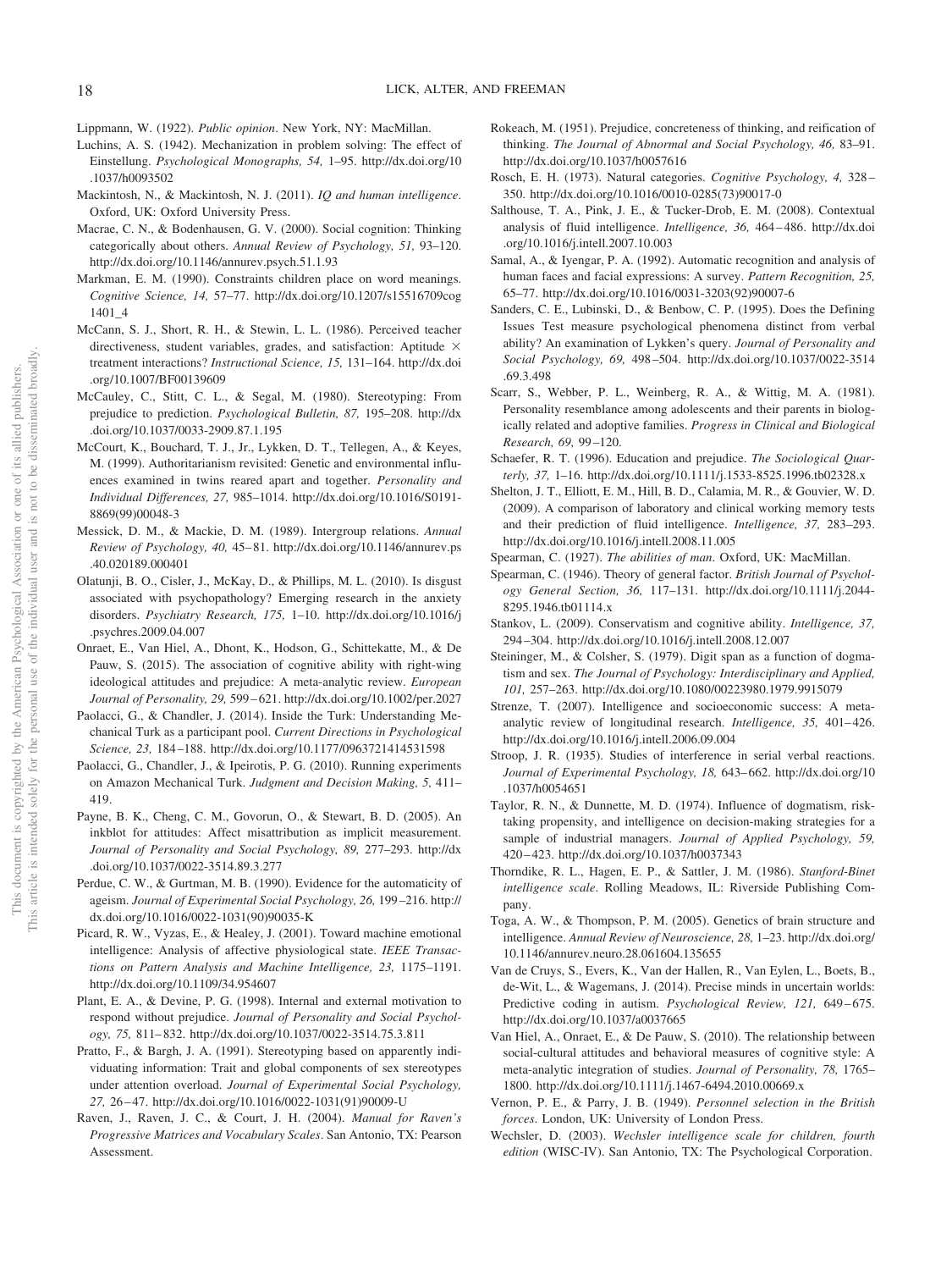Lippmann, W. (1922). *Public opinion*. New York, NY: MacMillan.

Luchins, A. S. (1942). Mechanization in problem solving: The effect of Einstellung. *Psychological Monographs, 54,* 1–95. http://dx.doi.org/10.1037/h0093502

Mackintosh, N., & Mackintosh, N. J. (2011). *IQ and human intelligence*. Oxford, UK: Oxford University Press.

Macrae, C. N., & Bodenhausen, G. V. (2000). Social cognition: Thinking categorically about others. *Annual Review of Psychology, 51,* 93–120. http://dx.doi.org/10.1146/annurev.psych.51.1.93

Markman, E. M. (1990). Constraints children place on word meanings. *Cognitive Science, 14,* 57–77. http://dx.doi.org/10.1207/s15516709cog1401_4

McCann, S. J., Short, R. H., & Stewin, L. L. (1986). Perceived teacher directiveness, student variables, grades, and satisfaction: Aptitude × treatment interactions? *Instructional Science, 15,* 131–164. http://dx.doi.org/10.1007/BF00139609

McCauley, C., Stitt, C. L., & Segal, M. (1980). Stereotyping: From prejudice to prediction. *Psychological Bulletin, 87,* 195–208. http://dx.doi.org/10.1037/0033-2909.87.1.195

McCourt, K., Bouchard, T. J., Jr., Lykken, D. T., Tellegen, A., & Keyes, M. (1999). Authoritarianism revisited: Genetic and environmental influences examined in twins reared apart and together. *Personality and Individual Differences, 27,* 985–1014. http://dx.doi.org/10.1016/S0191-8869(99)00048-3

Messick, D. M., & Mackie, D. M. (1989). Intergroup relations. *Annual Review of Psychology, 40,* 45–81. http://dx.doi.org/10.1146/annurev.ps.40.020189.000401

Olatunji, B. O., Cisler, J., McKay, D., & Phillips, M. L. (2010). Is disgust associated with psychopathology? Emerging research in the anxiety disorders. *Psychiatry Research, 175,* 1–10. http://dx.doi.org/10.1016/j.psychres.2009.04.007

Onraet, E., Van Hiel, A., Dhont, K., Hodson, G., Schittekatte, M., & De Pauw, S. (2015). The association of cognitive ability with right-wing ideological attitudes and prejudice: A meta-analytic review. *European Journal of Personality, 29,* 599–621. http://dx.doi.org/10.1002/per.2027

Paolacci, G., & Chandler, J. (2014). Inside the Turk: Understanding Mechanical Turk as a participant pool. *Current Directions in Psychological Science, 23,* 184–188. http://dx.doi.org/10.1177/0963721414531598

Paolacci, G., Chandler, J., & Ipeirotis, P. G. (2010). Running experiments on Amazon Mechanical Turk. *Judgment and Decision Making, 5,* 411–419.

Payne, B. K., Cheng, C. M., Govorun, O., & Stewart, B. D. (2005). An inkblot for attitudes: Affect misattribution as implicit measurement. *Journal of Personality and Social Psychology, 89,* 277–293. http://dx.doi.org/10.1037/0022-3514.89.3.277

Perdue, C. W., & Gurtman, M. B. (1990). Evidence for the automaticity of ageism. *Journal of Experimental Social Psychology, 26,* 199–216. http://dx.doi.org/10.1016/0022-1031(90)90035-K

Picard, R. W., Vyzas, E., & Healey, J. (2001). Toward machine emotional intelligence: Analysis of affective physiological state. *IEEE Transactions on Pattern Analysis and Machine Intelligence, 23,* 1175–1191. http://dx.doi.org/10.1109/34.954607

Plant, E. A., & Devine, P. G. (1998). Internal and external motivation to respond without prejudice. *Journal of Personality and Social Psychology, 75,* 811–832. http://dx.doi.org/10.1037/0022-3514.75.3.811

Pratto, F., & Bargh, J. A. (1991). Stereotyping based on apparently individuating information: Trait and global components of sex stereotypes under attention overload. *Journal of Experimental Social Psychology, 27,* 26–47. http://dx.doi.org/10.1016/0022-1031(91)90009-U

Raven, J., Raven, J. C., & Court, J. H. (2004). *Manual for Raven's Progressive Matrices and Vocabulary Scales*. San Antonio, TX: Pearson Assessment.

Rokeach, M. (1951). Prejudice, concreteness of thinking, and reification of thinking. *The Journal of Abnormal and Social Psychology, 46,* 83–91. http://dx.doi.org/10.1037/h0057616

Rosch, E. H. (1973). Natural categories. *Cognitive Psychology, 4,* 328–350. http://dx.doi.org/10.1016/0010-0285(73)90017-0

Salthouse, T. A., Pink, J. E., & Tucker-Drob, E. M. (2008). Contextual analysis of fluid intelligence. *Intelligence, 36,* 464–486. http://dx.doi.org/10.1016/j.intell.2007.10.003

Samal, A., & Iyengar, P. A. (1992). Automatic recognition and analysis of human faces and facial expressions: A survey. *Pattern Recognition, 25,* 65–77. http://dx.doi.org/10.1016/0031-3203(92)90007-6

Sanders, C. E., Lubinski, D., & Benbow, C. P. (1995). Does the Defining Issues Test measure psychological phenomena distinct from verbal ability? An examination of Lykken's query. *Journal of Personality and Social Psychology, 69,* 498–504. http://dx.doi.org/10.1037/0022-3514.69.3.498

Scarr, S., Webber, P. L., Weinberg, R. A., & Wittig, M. A. (1981). Personality resemblance among adolescents and their parents in biologically related and adoptive families. *Progress in Clinical and Biological Research, 69,* 99–120.

Schaefer, R. T. (1996). Education and prejudice. *The Sociological Quarterly, 37,* 1–16. http://dx.doi.org/10.1111/j.1533-8525.1996.tb02328.x

Shelton, J. T., Elliott, E. M., Hill, B. D., Calamia, M. R., & Gouvier, W. D. (2009). A comparison of laboratory and clinical working memory tests and their prediction of fluid intelligence. *Intelligence, 37,* 283–293. http://dx.doi.org/10.1016/j.intell.2008.11.005

Spearman, C. (1927). *The abilities of man*. Oxford, UK: MacMillan.

Spearman, C. (1946). Theory of general factor. *British Journal of Psychology General Section, 36,* 117–131. http://dx.doi.org/10.1111/j.2044-8295.1946.tb01114.x

Stankov, L. (2009). Conservatism and cognitive ability. *Intelligence, 37,* 294–304. http://dx.doi.org/10.1016/j.intell.2008.12.007

Steininger, M., & Colsher, S. (1979). Digit span as a function of dogmatism and sex. *The Journal of Psychology: Interdisciplinary and Applied, 101,* 257–263. http://dx.doi.org/10.1080/00223980.1979.9915079

Strenze, T. (2007). Intelligence and socioeconomic success: A meta-analytic review of longitudinal research. *Intelligence, 35,* 401–426. http://dx.doi.org/10.1016/j.intell.2006.09.004

Stroop, J. R. (1935). Studies of interference in serial verbal reactions. *Journal of Experimental Psychology, 18,* 643–662. http://dx.doi.org/10.1037/h0054651

Taylor, R. N., & Dunnette, M. D. (1974). Influence of dogmatism, risk-taking propensity, and intelligence on decision-making strategies for a sample of industrial managers. *Journal of Applied Psychology, 59,* 420–423. http://dx.doi.org/10.1037/h0037343

Thorndike, R. L., Hagen, E. P., & Sattler, J. M. (1986). *Stanford-Binet intelligence scale*. Rolling Meadows, IL: Riverside Publishing Company.

Toga, A. W., & Thompson, P. M. (2005). Genetics of brain structure and intelligence. *Annual Review of Neuroscience, 28,* 1–23. http://dx.doi.org/10.1146/annurev.neuro.28.061604.135655

Van de Cruys, S., Evers, K., Van der Hallen, R., Van Eylen, L., Boets, B., de-Wit, L., & Wagemans, J. (2014). Precise minds in uncertain worlds: Predictive coding in autism. *Psychological Review, 121,* 649–675. http://dx.doi.org/10.1037/a0037665

Van Hiel, A., Onraet, E., & De Pauw, S. (2010). The relationship between social-cultural attitudes and behavioral measures of cognitive style: A meta-analytic integration of studies. *Journal of Personality, 78,* 1765–1800. http://dx.doi.org/10.1111/j.1467-6494.2010.00669.x

Vernon, P. E., & Parry, J. B. (1949). *Personnel selection in the British forces*. London, UK: University of London Press.

Wechsler, D. (2003). *Wechsler intelligence scale for children, fourth edition* (WISC-IV). San Antonio, TX: The Psychological Corporation.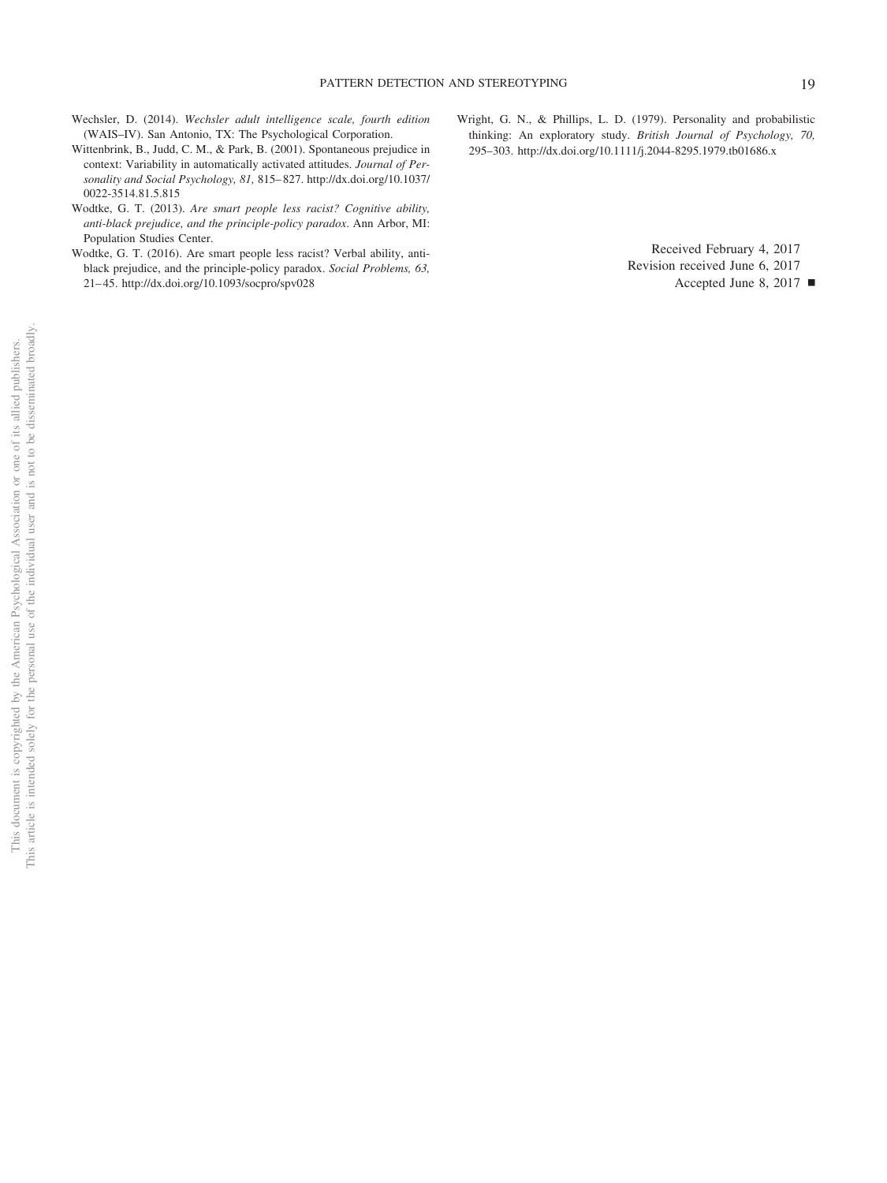Wechsler, D. (2014). *Wechsler adult intelligence scale, fourth edition* (WAIS–IV). San Antonio, TX: The Psychological Corporation.

Wittenbrink, B., Judd, C. M., & Park, B. (2001). Spontaneous prejudice in context: Variability in automatically activated attitudes. *Journal of Personality and Social Psychology, 81,* 815–827. http://dx.doi.org/10.1037/0022-3514.81.5.815

Wodtke, G. T. (2013). *Are smart people less racist? Cognitive ability, anti-black prejudice, and the principle-policy paradox.* Ann Arbor, MI: Population Studies Center.

Wodtke, G. T. (2016). Are smart people less racist? Verbal ability, anti-black prejudice, and the principle-policy paradox. *Social Problems, 63,* 21–45. http://dx.doi.org/10.1093/socpro/spv028

Wright, G. N., & Phillips, L. D. (1979). Personality and probabilistic thinking: An exploratory study. *British Journal of Psychology, 70,* 295–303. http://dx.doi.org/10.1111/j.2044-8295.1979.tb01686.x

Received February 4, 2017
Revision received June 6, 2017
Accepted June 8, 2017 ■